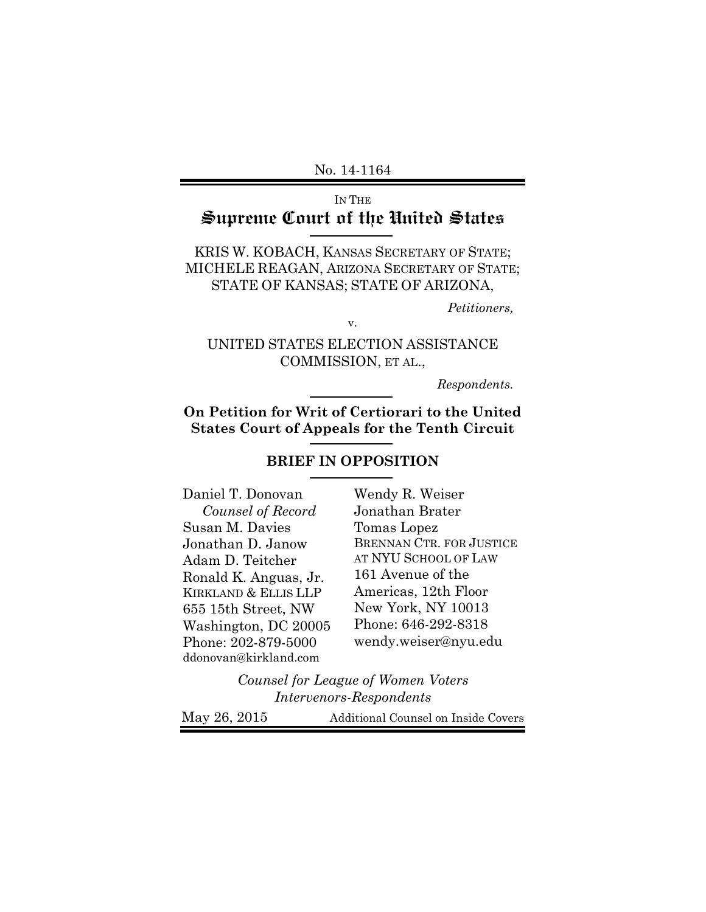No. 14-1164

IN THE

# Supreme Court of the United States

KRIS W. KOBACH, KANSAS SECRETARY OF STATE; MICHELE REAGAN, ARIZONA SECRETARY OF STATE; STATE OF KANSAS; STATE OF ARIZONA,

*Petitioners,*

v.

UNITED STATES ELECTION ASSISTANCE COMMISSION, ET AL.,

*Respondents.*

**On Petition for Writ of Certiorari to the United States Court of Appeals for the Tenth Circuit**

## BRIEF IN OPPOSITION

Daniel T. Donovan
*Counsel of Record*
Susan M. Davies
Jonathan D. Janow
Adam D. Teitcher
Ronald K. Anguas, Jr.
KIRKLAND & ELLIS LLP
655 15th Street, NW
Washington, DC 20005
Phone: 202-879-5000
ddonovan@kirkland.com

Wendy R. Weiser
Jonathan Brater
Tomas Lopez
BRENNAN CTR. FOR JUSTICE AT NYU SCHOOL OF LAW
161 Avenue of the Americas, 12th Floor
New York, NY 10013
Phone: 646-292-8318
wendy.weiser@nyu.edu

*Counsel for League of Women Voters Intervenors-Respondents*

May 26, 2015

Additional Counsel on Inside Covers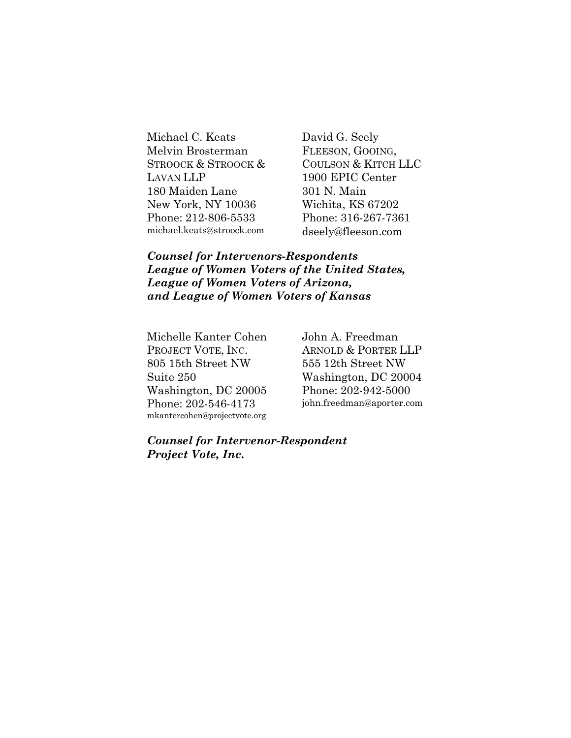Michael C. Keats
Melvin Brosterman
STROOCK & STROOCK &
LAVAN LLP
180 Maiden Lane
New York, NY 10036
Phone: 212-806-5533
michael.keats@stroock.com

David G. Seely
FLEESON, GOOING,
COULSON & KITCH LLC
1900 EPIC Center
301 N. Main
Wichita, KS 67202
Phone: 316-267-7361
dseely@fleeson.com

***Counsel for Intervenors-Respondents League of Women Voters of the United States, League of Women Voters of Arizona, and League of Women Voters of Kansas***

Michelle Kanter Cohen
PROJECT VOTE, INC.
805 15th Street NW
Suite 250
Washington, DC 20005
Phone: 202-546-4173
mkantercohen@projectvote.org

John A. Freedman
ARNOLD & PORTER LLP
555 12th Street NW
Washington, DC 20004
Phone: 202-942-5000
john.freedman@aporter.com

***Counsel for Intervenor-Respondent Project Vote, Inc.***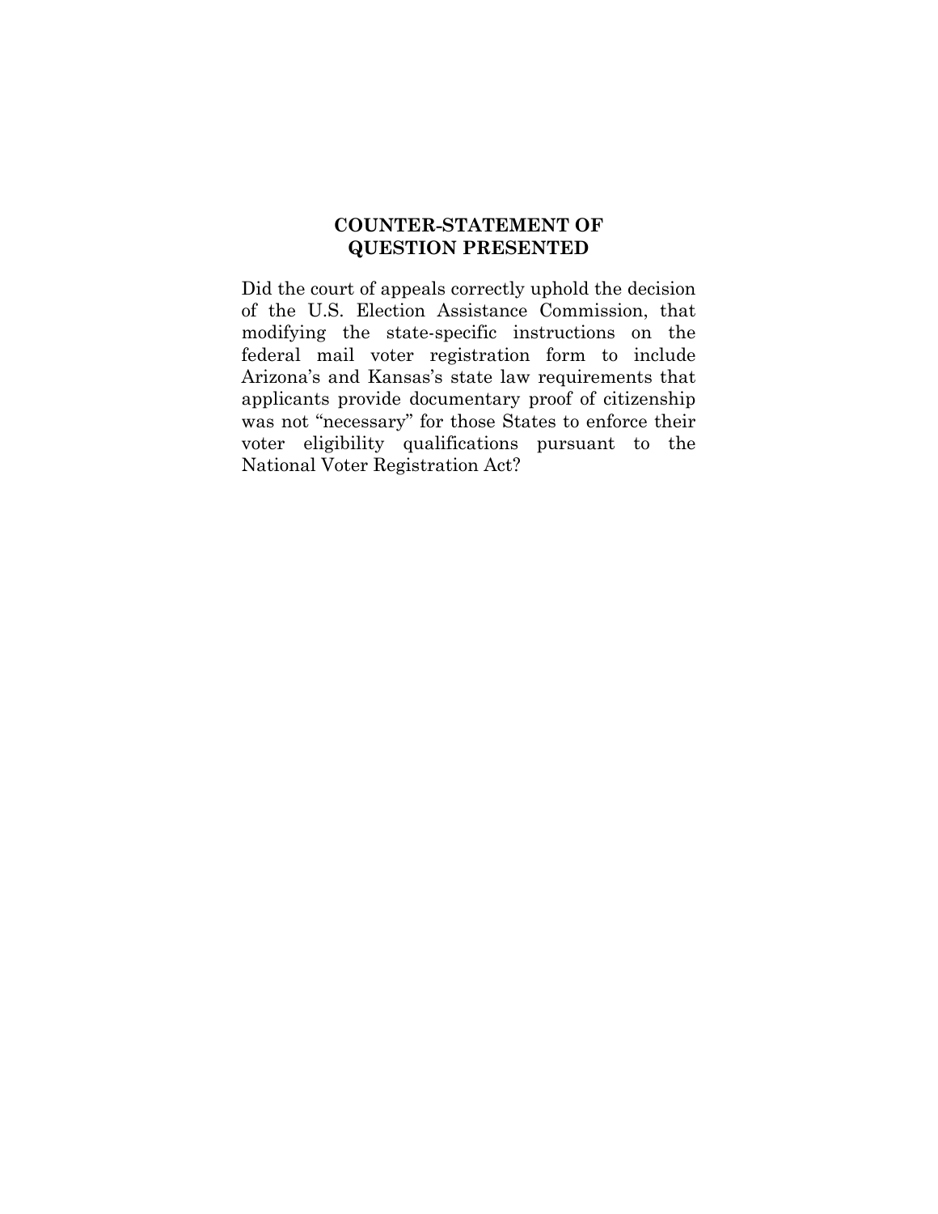# COUNTER-STATEMENT OF QUESTION PRESENTED

Did the court of appeals correctly uphold the decision of the U.S. Election Assistance Commission, that modifying the state-specific instructions on the federal mail voter registration form to include Arizona's and Kansas's state law requirements that applicants provide documentary proof of citizenship was not "necessary" for those States to enforce their voter eligibility qualifications pursuant to the National Voter Registration Act?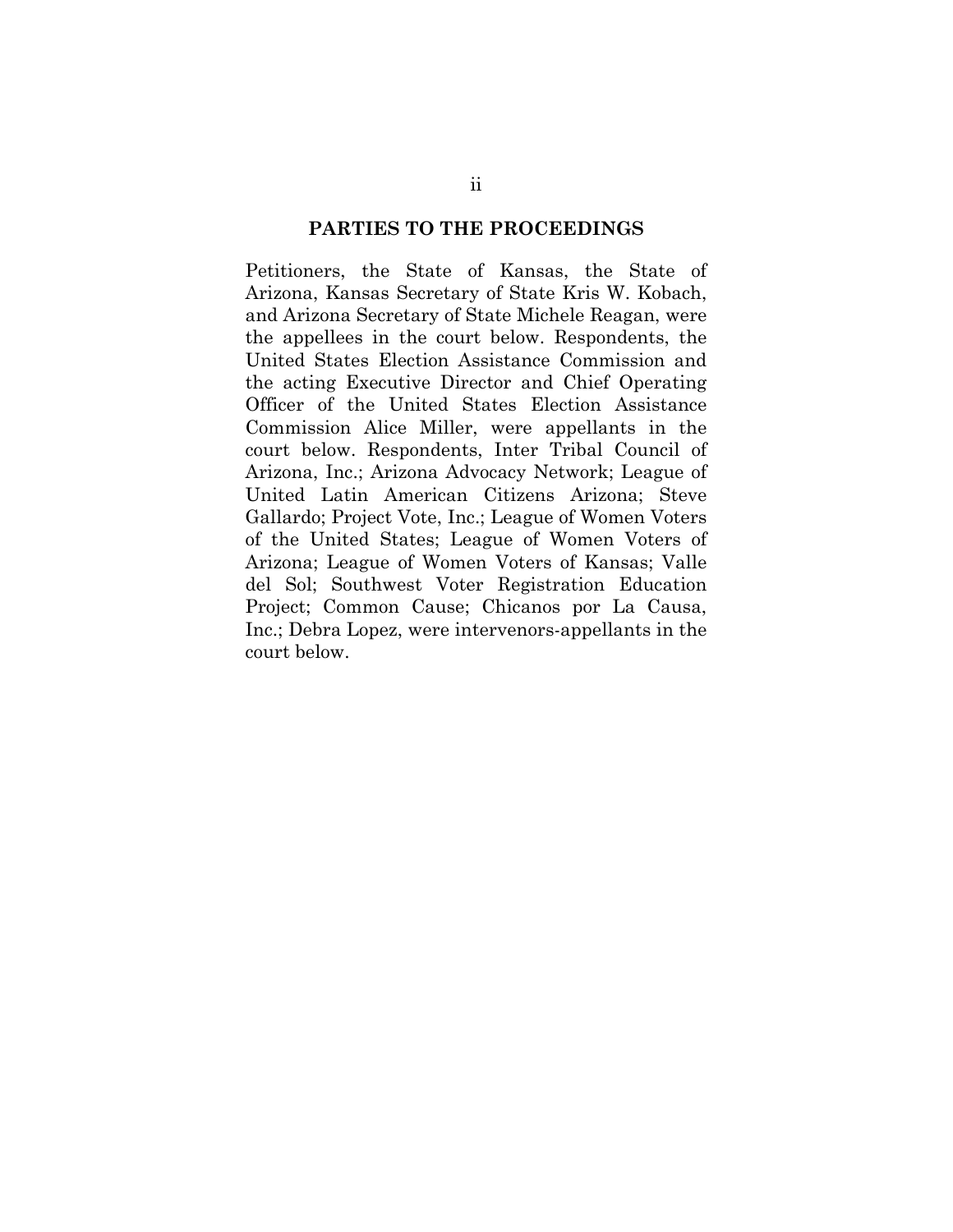## PARTIES TO THE PROCEEDINGS

Petitioners, the State of Kansas, the State of Arizona, Kansas Secretary of State Kris W. Kobach, and Arizona Secretary of State Michele Reagan, were the appellees in the court below. Respondents, the United States Election Assistance Commission and the acting Executive Director and Chief Operating Officer of the United States Election Assistance Commission Alice Miller, were appellants in the court below. Respondents, Inter Tribal Council of Arizona, Inc.; Arizona Advocacy Network; League of United Latin American Citizens Arizona; Steve Gallardo; Project Vote, Inc.; League of Women Voters of the United States; League of Women Voters of Arizona; League of Women Voters of Kansas; Valle del Sol; Southwest Voter Registration Education Project; Common Cause; Chicanos por La Causa, Inc.; Debra Lopez, were intervenors-appellants in the court below.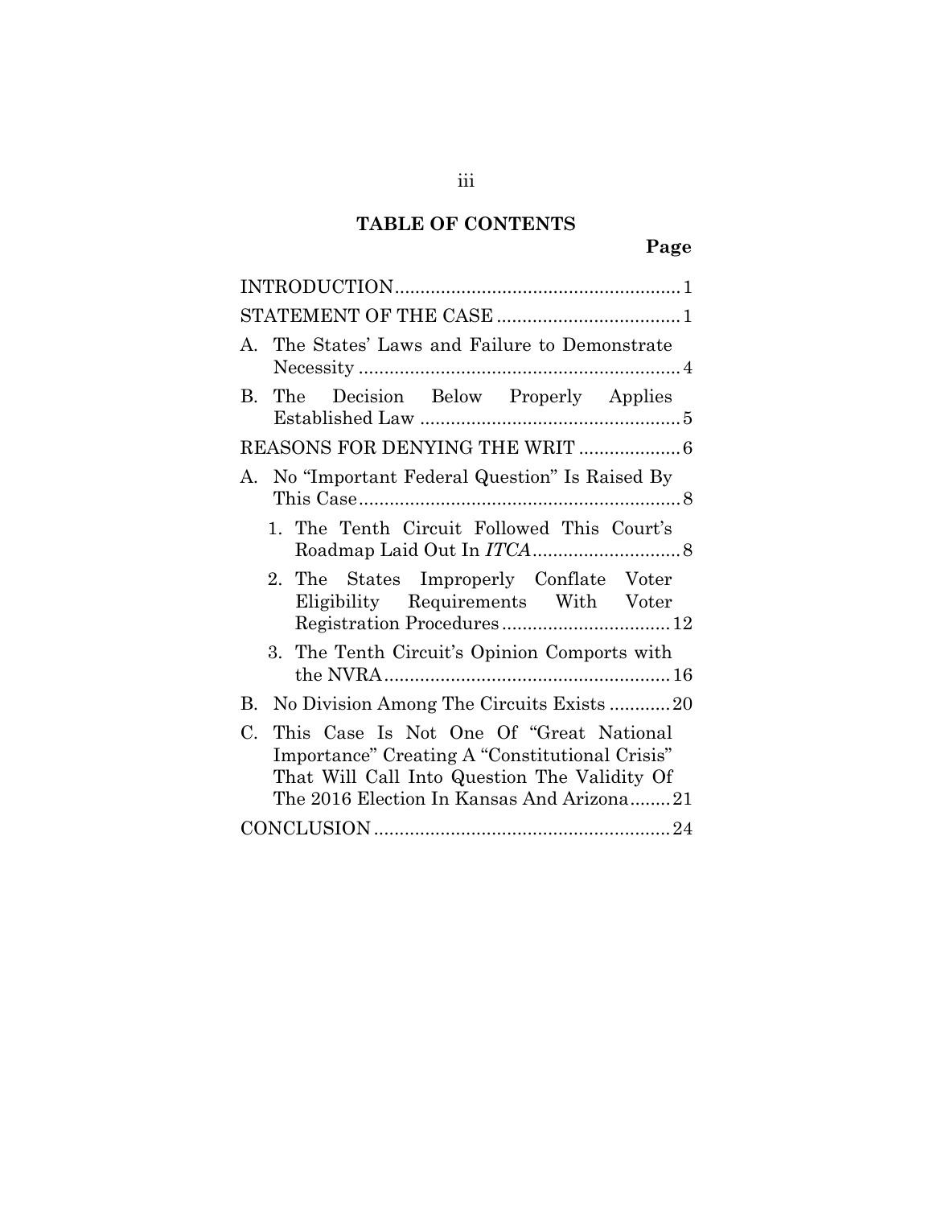# TABLE OF CONTENTS

| | Page |
|---|---|
| INTRODUCTION | 1 |
| STATEMENT OF THE CASE | 1 |
| A. The States' Laws and Failure to Demonstrate Necessity | 4 |
| B. The Decision Below Properly Applies Established Law | 5 |
| REASONS FOR DENYING THE WRIT | 6 |
| A. No "Important Federal Question" Is Raised By This Case | 8 |
| 1. The Tenth Circuit Followed This Court's Roadmap Laid Out In *ITCA* | 8 |
| 2. The States Improperly Conflate Voter Eligibility Requirements With Voter Registration Procedures | 12 |
| 3. The Tenth Circuit's Opinion Comports with the NVRA | 16 |
| B. No Division Among The Circuits Exists | 20 |
| C. This Case Is Not One Of "Great National Importance" Creating A "Constitutional Crisis" That Will Call Into Question The Validity Of The 2016 Election In Kansas And Arizona | 21 |
| CONCLUSION | 24 |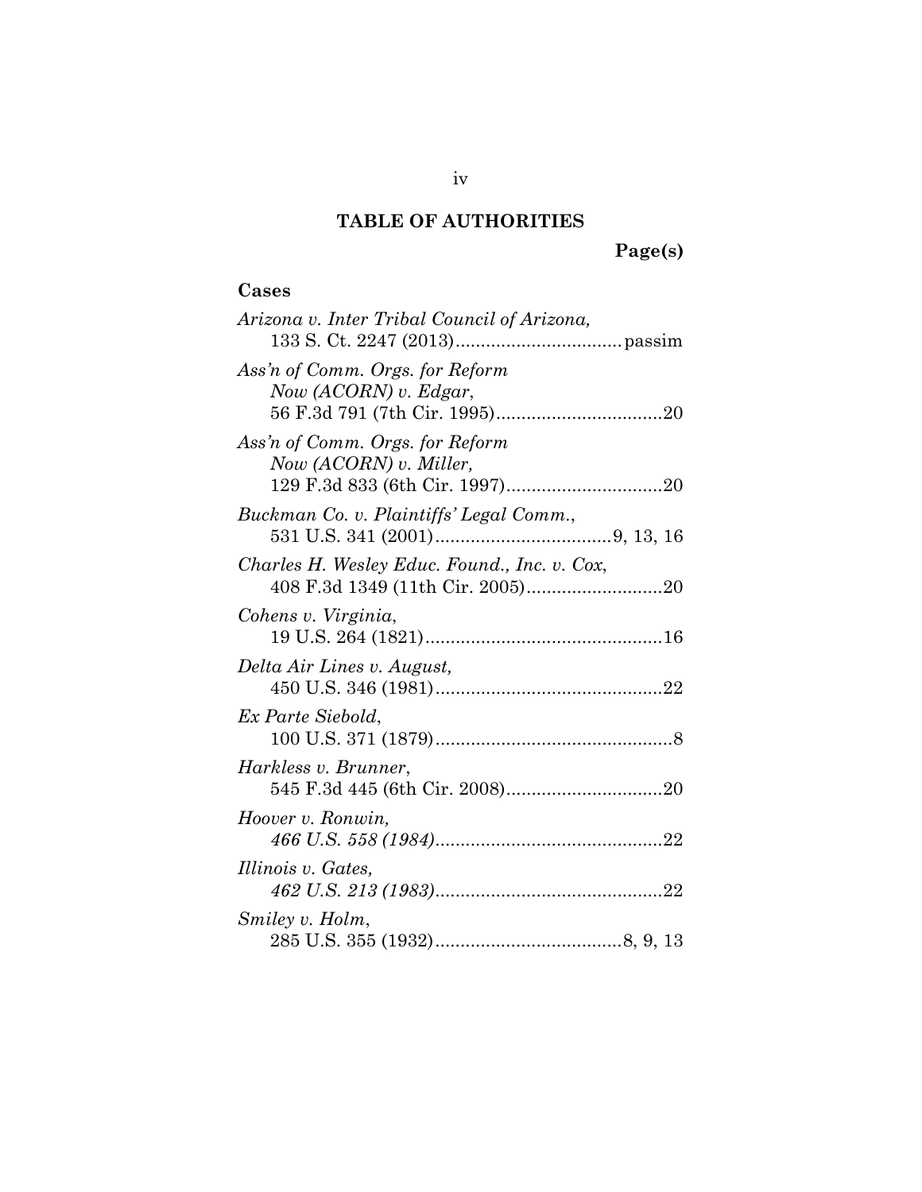# TABLE OF AUTHORITIES

**Page(s)**

## Cases

*Arizona v. Inter Tribal Council of Arizona,*
133 S. Ct. 2247 (2013)................................passim

*Ass'n of Comm. Orgs. for Reform Now (ACORN) v. Edgar*,
56 F.3d 791 (7th Cir. 1995)................................20

*Ass'n of Comm. Orgs. for Reform Now (ACORN) v. Miller,*
129 F.3d 833 (6th Cir. 1997)..............................20

*Buckman Co. v. Plaintiffs' Legal Comm.*,
531 U.S. 341 (2001)..................................9, 13, 16

*Charles H. Wesley Educ. Found., Inc. v. Cox*,
408 F.3d 1349 (11th Cir. 2005)..........................20

*Cohens v. Virginia*,
19 U.S. 264 (1821)..............................................16

*Delta Air Lines v. August,*
450 U.S. 346 (1981)............................................22

*Ex Parte Siebold*,
100 U.S. 371 (1879)..............................................8

*Harkless v. Brunner*,
545 F.3d 445 (6th Cir. 2008)..............................20

*Hoover v. Ronwin,*
*466 U.S. 558 (1984)*............................................22

*Illinois v. Gates,*
*462 U.S. 213 (1983)*............................................22

*Smiley v. Holm*,
285 U.S. 355 (1932)....................................8, 9, 13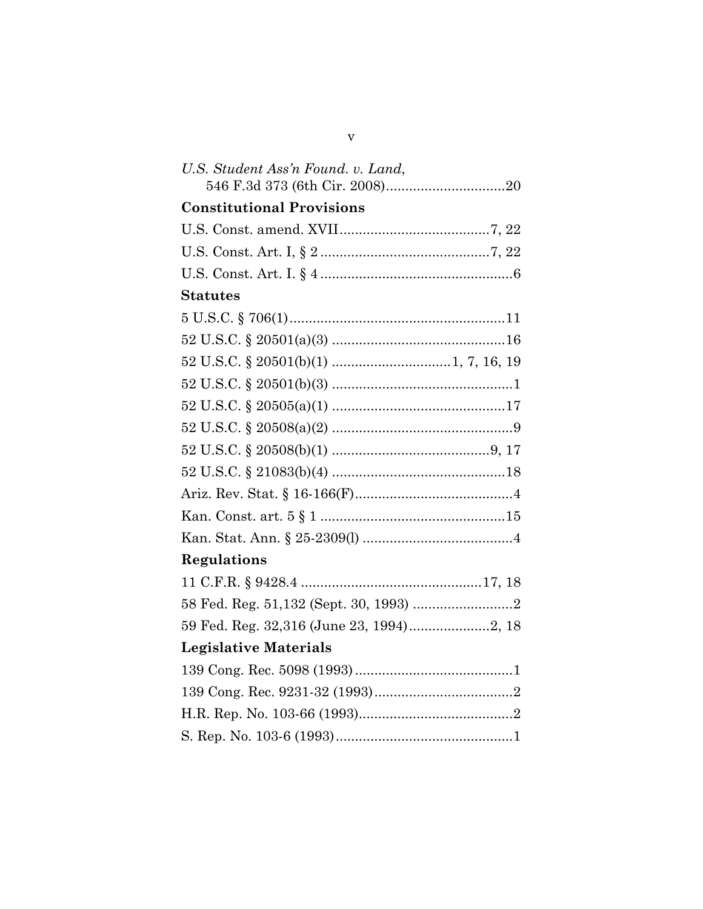*U.S. Student Ass'n Found. v. Land*,
546 F.3d 373 (6th Cir. 2008)...............................20

**Constitutional Provisions**

U.S. Const. amend. XVII.......................................7, 22

U.S. Const. Art. I, § 2.............................................7, 22

U.S. Const. Art. I. § 4..................................................6

**Statutes**

5 U.S.C. § 706(1).......................................................11

52 U.S.C. § 20501(a)(3) ............................................16

52 U.S.C. § 20501(b)(1) ..............................1, 7, 16, 19

52 U.S.C. § 20501(b)(3) ..............................................1

52 U.S.C. § 20505(a)(1) ............................................17

52 U.S.C. § 20508(a)(2) ..............................................9

52 U.S.C. § 20508(b)(1) ........................................9, 17

52 U.S.C. § 21083(b)(4) ............................................18

Ariz. Rev. Stat. § 16-166(F).........................................4

Kan. Const. art. 5 § 1 ................................................15

Kan. Stat. Ann. § 25-2309(l) .......................................4

**Regulations**

11 C.F.R. § 9428.4 ...............................................17, 18

58 Fed. Reg. 51,132 (Sept. 30, 1993) ..........................2

59 Fed. Reg. 32,316 (June 23, 1994).....................2, 18

**Legislative Materials**

139 Cong. Rec. 5098 (1993).........................................1

139 Cong. Rec. 9231-32 (1993)....................................2

H.R. Rep. No. 103-66 (1993)........................................2

S. Rep. No. 103-6 (1993)..............................................1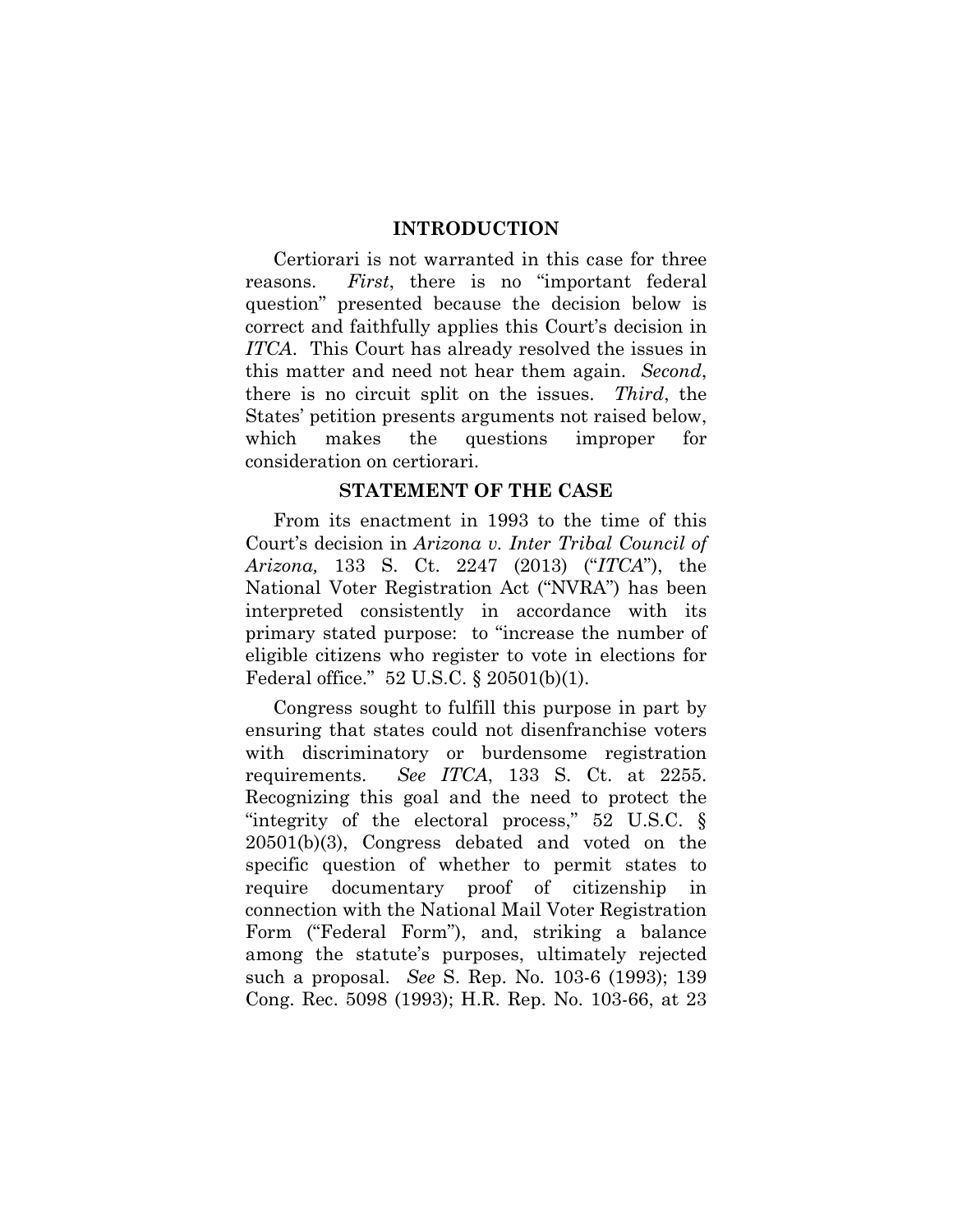## INTRODUCTION

Certiorari is not warranted in this case for three reasons. *First*, there is no "important federal question" presented because the decision below is correct and faithfully applies this Court's decision in *ITCA*. This Court has already resolved the issues in this matter and need not hear them again. *Second*, there is no circuit split on the issues. *Third*, the States' petition presents arguments not raised below, which makes the questions improper for consideration on certiorari.

## STATEMENT OF THE CASE

From its enactment in 1993 to the time of this Court's decision in *Arizona v. Inter Tribal Council of Arizona,* 133 S. Ct. 2247 (2013) ("*ITCA*"), the National Voter Registration Act ("NVRA") has been interpreted consistently in accordance with its primary stated purpose: to "increase the number of eligible citizens who register to vote in elections for Federal office." 52 U.S.C. § 20501(b)(1).

Congress sought to fulfill this purpose in part by ensuring that states could not disenfranchise voters with discriminatory or burdensome registration requirements. *See ITCA*, 133 S. Ct. at 2255. Recognizing this goal and the need to protect the "integrity of the electoral process," 52 U.S.C. § 20501(b)(3), Congress debated and voted on the specific question of whether to permit states to require documentary proof of citizenship in connection with the National Mail Voter Registration Form ("Federal Form"), and, striking a balance among the statute's purposes, ultimately rejected such a proposal. *See* S. Rep. No. 103-6 (1993); 139 Cong. Rec. 5098 (1993); H.R. Rep. No. 103-66, at 23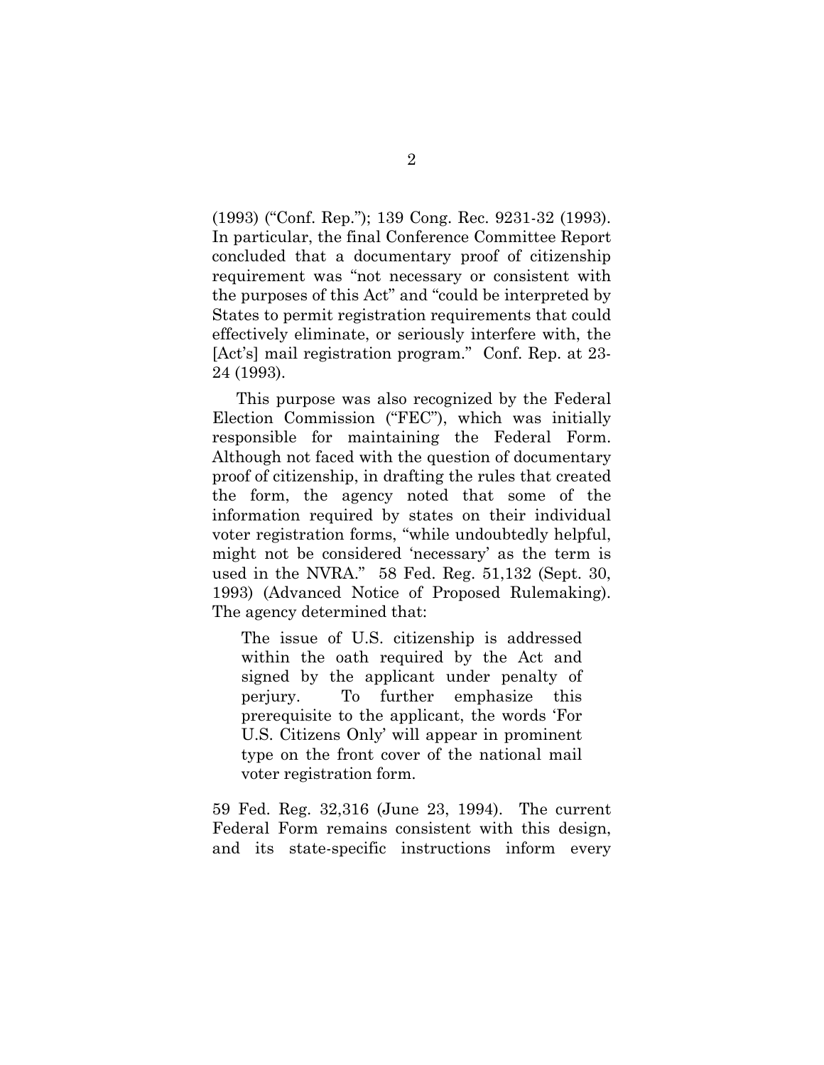(1993) ("Conf. Rep."); 139 Cong. Rec. 9231-32 (1993). In particular, the final Conference Committee Report concluded that a documentary proof of citizenship requirement was "not necessary or consistent with the purposes of this Act" and "could be interpreted by States to permit registration requirements that could effectively eliminate, or seriously interfere with, the [Act's] mail registration program." Conf. Rep. at 23-24 (1993).

This purpose was also recognized by the Federal Election Commission ("FEC"), which was initially responsible for maintaining the Federal Form. Although not faced with the question of documentary proof of citizenship, in drafting the rules that created the form, the agency noted that some of the information required by states on their individual voter registration forms, "while undoubtedly helpful, might not be considered 'necessary' as the term is used in the NVRA." 58 Fed. Reg. 51,132 (Sept. 30, 1993) (Advanced Notice of Proposed Rulemaking). The agency determined that:

> The issue of U.S. citizenship is addressed within the oath required by the Act and signed by the applicant under penalty of perjury. To further emphasize this prerequisite to the applicant, the words 'For U.S. Citizens Only' will appear in prominent type on the front cover of the national mail voter registration form.

59 Fed. Reg. 32,316 (June 23, 1994). The current Federal Form remains consistent with this design, and its state-specific instructions inform every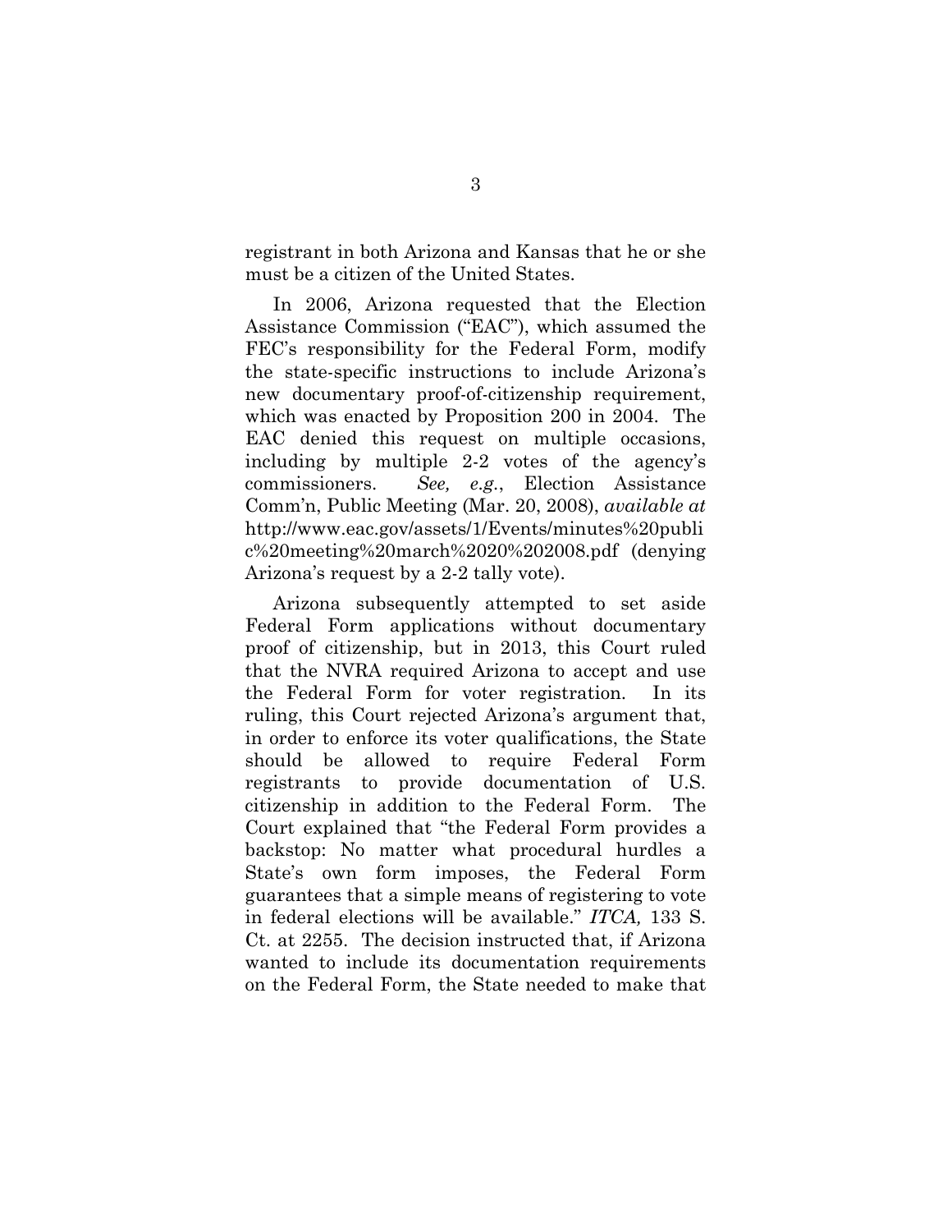registrant in both Arizona and Kansas that he or she must be a citizen of the United States.

In 2006, Arizona requested that the Election Assistance Commission ("EAC"), which assumed the FEC's responsibility for the Federal Form, modify the state-specific instructions to include Arizona's new documentary proof-of-citizenship requirement, which was enacted by Proposition 200 in 2004. The EAC denied this request on multiple occasions, including by multiple 2-2 votes of the agency's commissioners. *See, e.g.*, Election Assistance Comm'n, Public Meeting (Mar. 20, 2008), *available at* http://www.eac.gov/assets/1/Events/minutes%20public%20meeting%20march%2020%202008.pdf (denying Arizona's request by a 2-2 tally vote).

Arizona subsequently attempted to set aside Federal Form applications without documentary proof of citizenship, but in 2013, this Court ruled that the NVRA required Arizona to accept and use the Federal Form for voter registration. In its ruling, this Court rejected Arizona's argument that, in order to enforce its voter qualifications, the State should be allowed to require Federal Form registrants to provide documentation of U.S. citizenship in addition to the Federal Form. The Court explained that "the Federal Form provides a backstop: No matter what procedural hurdles a State's own form imposes, the Federal Form guarantees that a simple means of registering to vote in federal elections will be available." *ITCA,* 133 S. Ct. at 2255. The decision instructed that, if Arizona wanted to include its documentation requirements on the Federal Form, the State needed to make that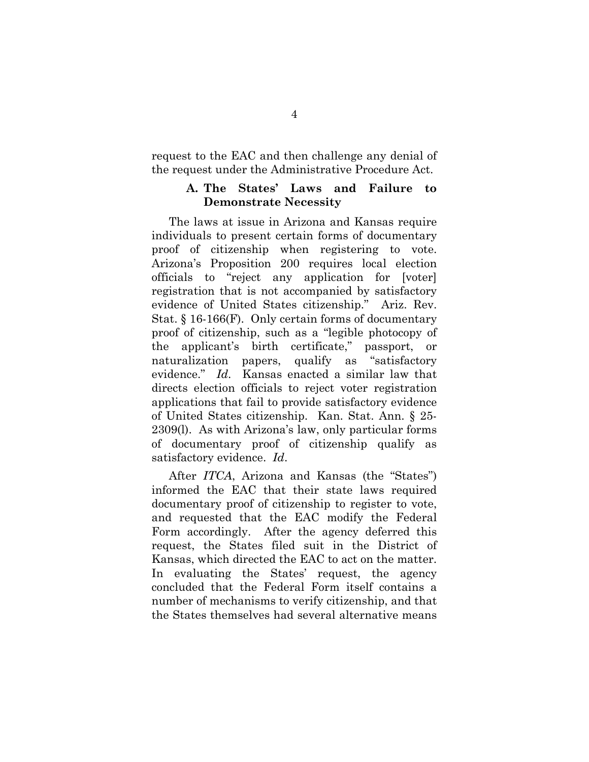request to the EAC and then challenge any denial of the request under the Administrative Procedure Act.

### A. The States' Laws and Failure to Demonstrate Necessity

The laws at issue in Arizona and Kansas require individuals to present certain forms of documentary proof of citizenship when registering to vote. Arizona's Proposition 200 requires local election officials to "reject any application for [voter] registration that is not accompanied by satisfactory evidence of United States citizenship." Ariz. Rev. Stat. § 16-166(F). Only certain forms of documentary proof of citizenship, such as a "legible photocopy of the applicant's birth certificate," passport, or naturalization papers, qualify as "satisfactory evidence." *Id*. Kansas enacted a similar law that directs election officials to reject voter registration applications that fail to provide satisfactory evidence of United States citizenship. Kan. Stat. Ann. § 25-2309(l). As with Arizona's law, only particular forms of documentary proof of citizenship qualify as satisfactory evidence. *Id*.

After *ITCA*, Arizona and Kansas (the "States") informed the EAC that their state laws required documentary proof of citizenship to register to vote, and requested that the EAC modify the Federal Form accordingly. After the agency deferred this request, the States filed suit in the District of Kansas, which directed the EAC to act on the matter. In evaluating the States' request, the agency concluded that the Federal Form itself contains a number of mechanisms to verify citizenship, and that the States themselves had several alternative means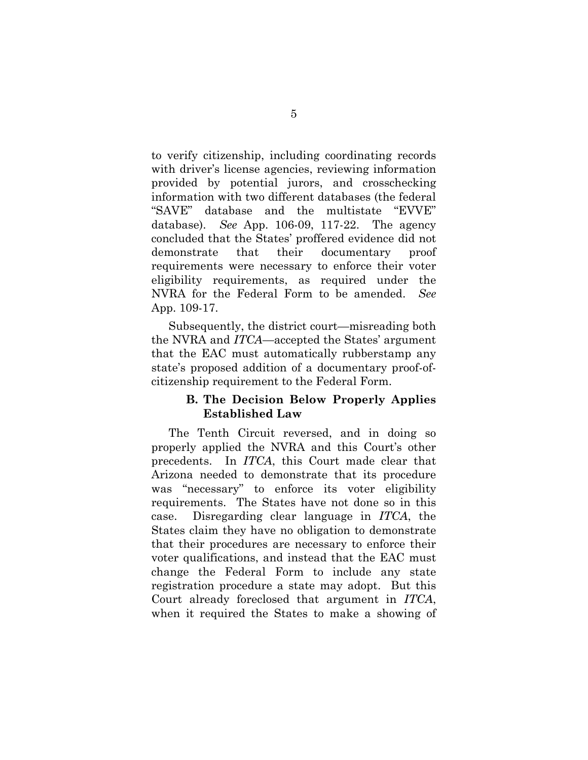to verify citizenship, including coordinating records with driver's license agencies, reviewing information provided by potential jurors, and crosschecking information with two different databases (the federal "SAVE" database and the multistate "EVVE" database). *See* App. 106-09, 117-22. The agency concluded that the States' proffered evidence did not demonstrate that their documentary proof requirements were necessary to enforce their voter eligibility requirements, as required under the NVRA for the Federal Form to be amended. *See* App. 109-17.

Subsequently, the district court—misreading both the NVRA and *ITCA*—accepted the States' argument that the EAC must automatically rubberstamp any state's proposed addition of a documentary proof-of-citizenship requirement to the Federal Form.

### B. The Decision Below Properly Applies Established Law

The Tenth Circuit reversed, and in doing so properly applied the NVRA and this Court's other precedents. In *ITCA*, this Court made clear that Arizona needed to demonstrate that its procedure was "necessary" to enforce its voter eligibility requirements. The States have not done so in this case. Disregarding clear language in *ITCA*, the States claim they have no obligation to demonstrate that their procedures are necessary to enforce their voter qualifications, and instead that the EAC must change the Federal Form to include any state registration procedure a state may adopt. But this Court already foreclosed that argument in *ITCA*, when it required the States to make a showing of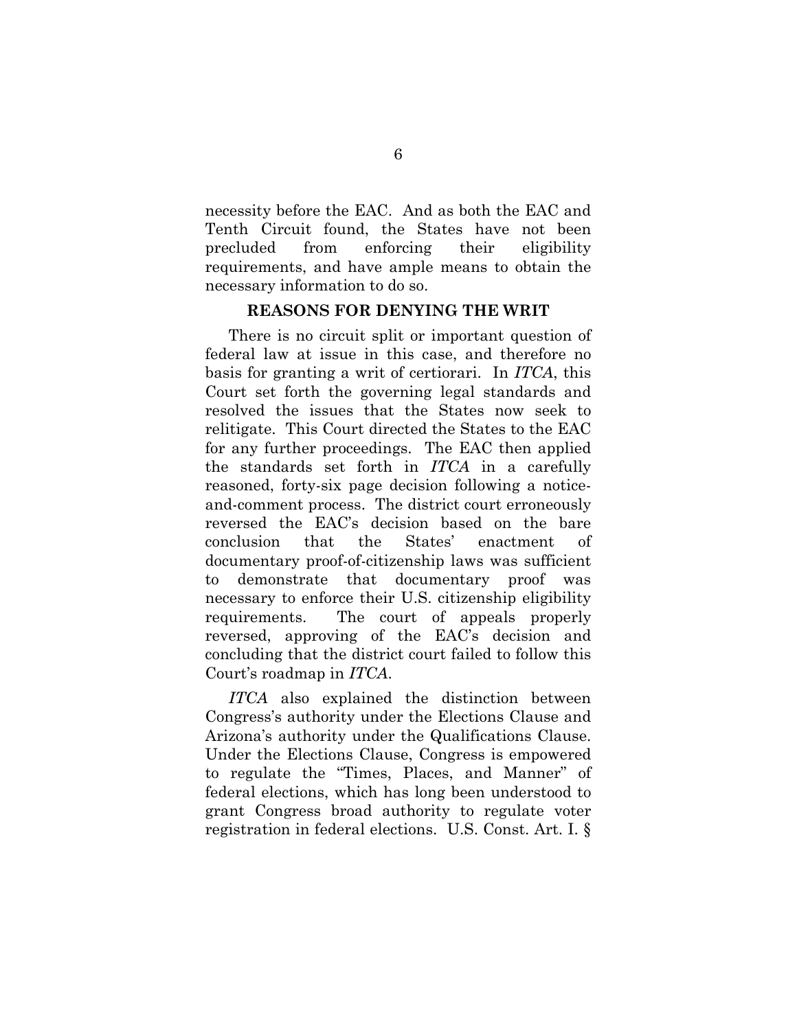necessity before the EAC. And as both the EAC and Tenth Circuit found, the States have not been precluded from enforcing their eligibility requirements, and have ample means to obtain the necessary information to do so.

## REASONS FOR DENYING THE WRIT

There is no circuit split or important question of federal law at issue in this case, and therefore no basis for granting a writ of certiorari. In *ITCA*, this Court set forth the governing legal standards and resolved the issues that the States now seek to relitigate. This Court directed the States to the EAC for any further proceedings. The EAC then applied the standards set forth in *ITCA* in a carefully reasoned, forty-six page decision following a notice-and-comment process. The district court erroneously reversed the EAC's decision based on the bare conclusion that the States' enactment of documentary proof-of-citizenship laws was sufficient to demonstrate that documentary proof was necessary to enforce their U.S. citizenship eligibility requirements. The court of appeals properly reversed, approving of the EAC's decision and concluding that the district court failed to follow this Court's roadmap in *ITCA*.

*ITCA* also explained the distinction between Congress's authority under the Elections Clause and Arizona's authority under the Qualifications Clause. Under the Elections Clause, Congress is empowered to regulate the "Times, Places, and Manner" of federal elections, which has long been understood to grant Congress broad authority to regulate voter registration in federal elections. U.S. Const. Art. I. §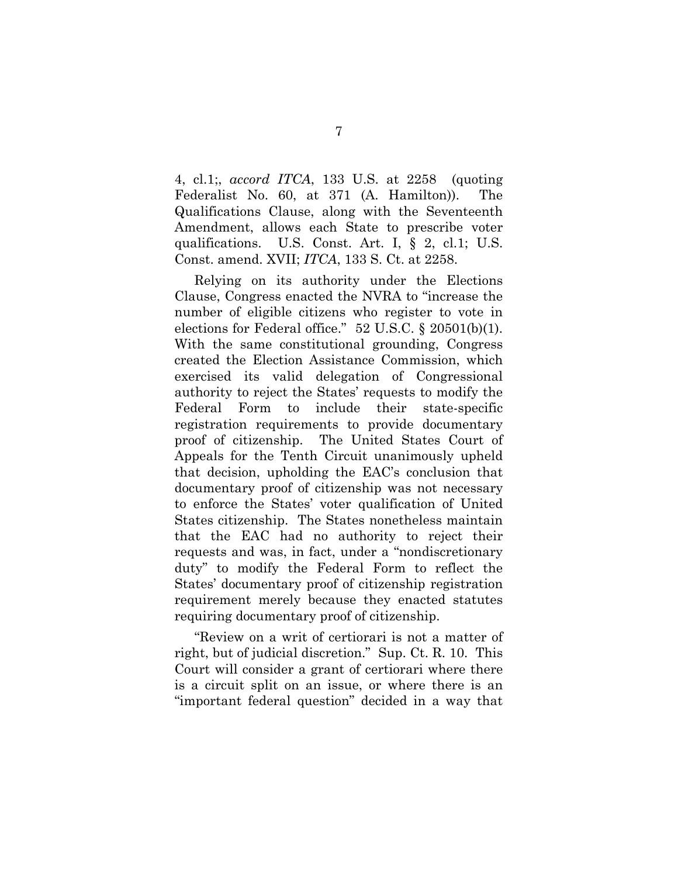4, cl.1;, *accord ITCA*, 133 U.S. at 2258 (quoting Federalist No. 60, at 371 (A. Hamilton)). The Qualifications Clause, along with the Seventeenth Amendment, allows each State to prescribe voter qualifications. U.S. Const. Art. I, § 2, cl.1; U.S. Const. amend. XVII; *ITCA*, 133 S. Ct. at 2258.

Relying on its authority under the Elections Clause, Congress enacted the NVRA to "increase the number of eligible citizens who register to vote in elections for Federal office." 52 U.S.C. § 20501(b)(1). With the same constitutional grounding, Congress created the Election Assistance Commission, which exercised its valid delegation of Congressional authority to reject the States' requests to modify the Federal Form to include their state-specific registration requirements to provide documentary proof of citizenship. The United States Court of Appeals for the Tenth Circuit unanimously upheld that decision, upholding the EAC's conclusion that documentary proof of citizenship was not necessary to enforce the States' voter qualification of United States citizenship. The States nonetheless maintain that the EAC had no authority to reject their requests and was, in fact, under a "nondiscretionary duty" to modify the Federal Form to reflect the States' documentary proof of citizenship registration requirement merely because they enacted statutes requiring documentary proof of citizenship.

"Review on a writ of certiorari is not a matter of right, but of judicial discretion." Sup. Ct. R. 10. This Court will consider a grant of certiorari where there is a circuit split on an issue, or where there is an "important federal question" decided in a way that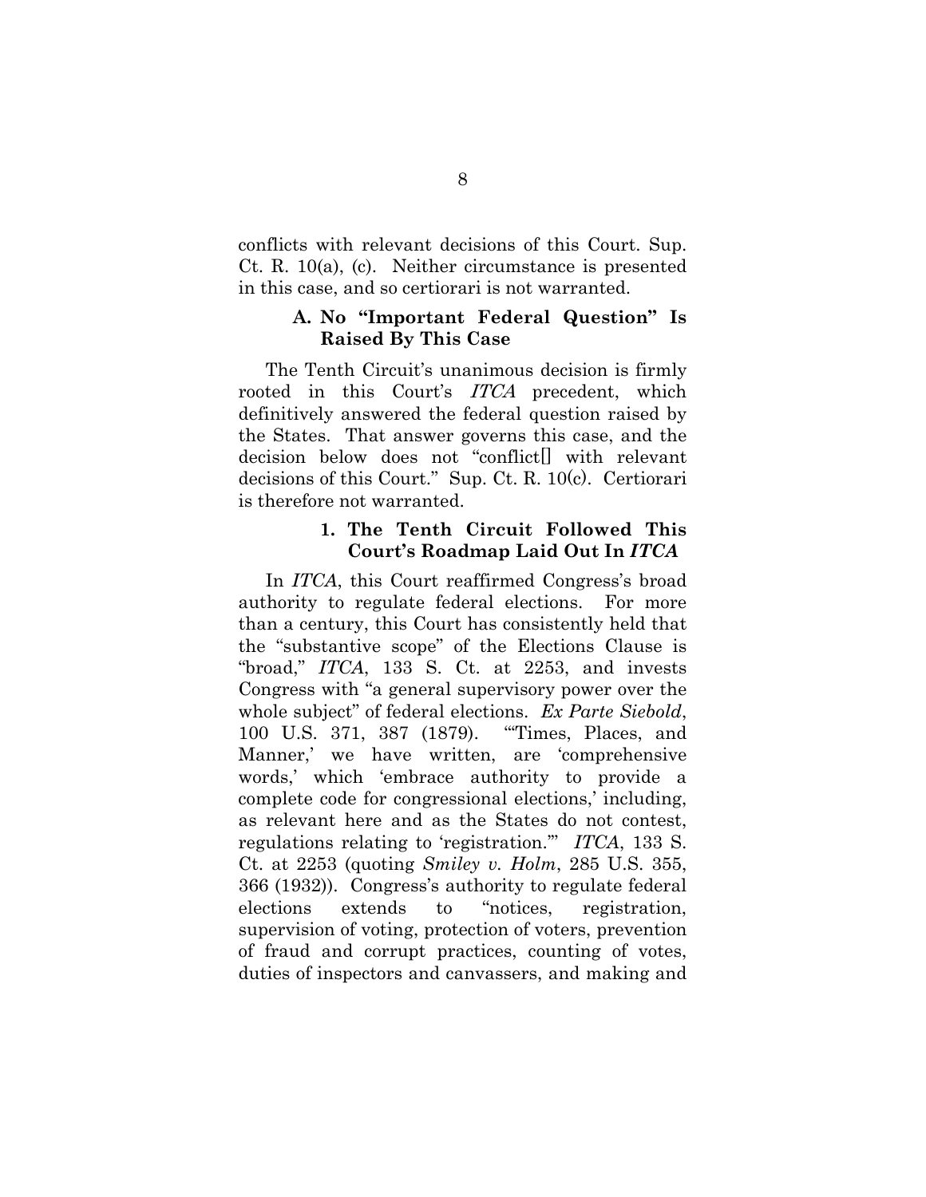conflicts with relevant decisions of this Court. Sup. Ct. R. 10(a), (c). Neither circumstance is presented in this case, and so certiorari is not warranted.

### A. No "Important Federal Question" Is Raised By This Case

The Tenth Circuit's unanimous decision is firmly rooted in this Court's *ITCA* precedent, which definitively answered the federal question raised by the States. That answer governs this case, and the decision below does not "conflict[] with relevant decisions of this Court." Sup. Ct. R. 10(c). Certiorari is therefore not warranted.

#### 1. The Tenth Circuit Followed This Court's Roadmap Laid Out In *ITCA*

In *ITCA*, this Court reaffirmed Congress's broad authority to regulate federal elections. For more than a century, this Court has consistently held that the "substantive scope" of the Elections Clause is "broad," *ITCA*, 133 S. Ct. at 2253, and invests Congress with "a general supervisory power over the whole subject" of federal elections. *Ex Parte Siebold*, 100 U.S. 371, 387 (1879). "'Times, Places, and Manner,' we have written, are 'comprehensive words,' which 'embrace authority to provide a complete code for congressional elections,' including, as relevant here and as the States do not contest, regulations relating to 'registration.'" *ITCA*, 133 S. Ct. at 2253 (quoting *Smiley v. Holm*, 285 U.S. 355, 366 (1932)). Congress's authority to regulate federal elections extends to "notices, registration, supervision of voting, protection of voters, prevention of fraud and corrupt practices, counting of votes, duties of inspectors and canvassers, and making and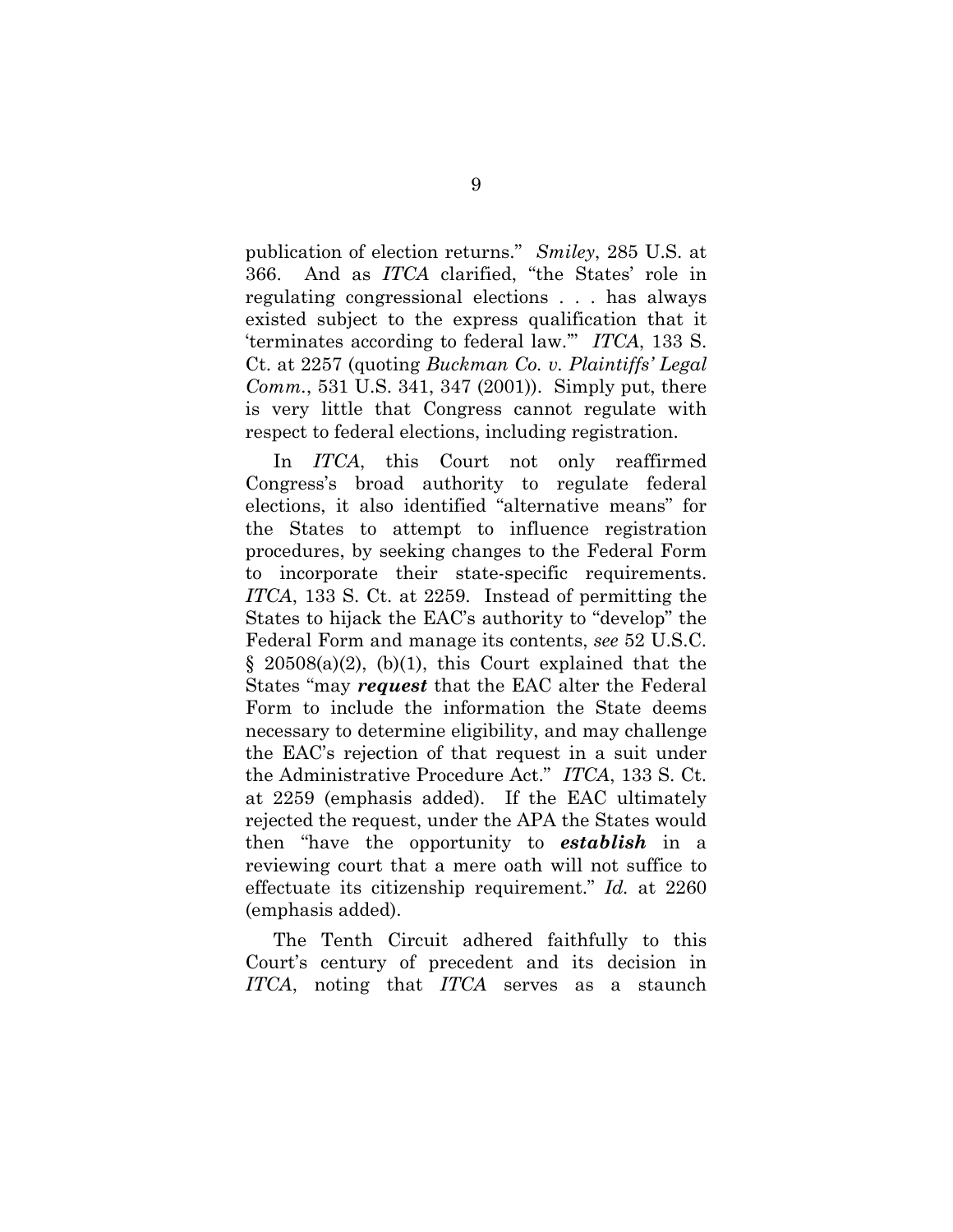publication of election returns." *Smiley*, 285 U.S. at 366. And as *ITCA* clarified, "the States' role in regulating congressional elections . . . has always existed subject to the express qualification that it 'terminates according to federal law.'" *ITCA*, 133 S. Ct. at 2257 (quoting *Buckman Co. v. Plaintiffs' Legal Comm.*, 531 U.S. 341, 347 (2001)). Simply put, there is very little that Congress cannot regulate with respect to federal elections, including registration.

In *ITCA*, this Court not only reaffirmed Congress's broad authority to regulate federal elections, it also identified "alternative means" for the States to attempt to influence registration procedures, by seeking changes to the Federal Form to incorporate their state-specific requirements. *ITCA*, 133 S. Ct. at 2259. Instead of permitting the States to hijack the EAC's authority to "develop" the Federal Form and manage its contents, *see* 52 U.S.C. § 20508(a)(2), (b)(1), this Court explained that the States "may ***request*** that the EAC alter the Federal Form to include the information the State deems necessary to determine eligibility, and may challenge the EAC's rejection of that request in a suit under the Administrative Procedure Act." *ITCA*, 133 S. Ct. at 2259 (emphasis added). If the EAC ultimately rejected the request, under the APA the States would then "have the opportunity to ***establish*** in a reviewing court that a mere oath will not suffice to effectuate its citizenship requirement." *Id.* at 2260 (emphasis added).

The Tenth Circuit adhered faithfully to this Court's century of precedent and its decision in *ITCA*, noting that *ITCA* serves as a staunch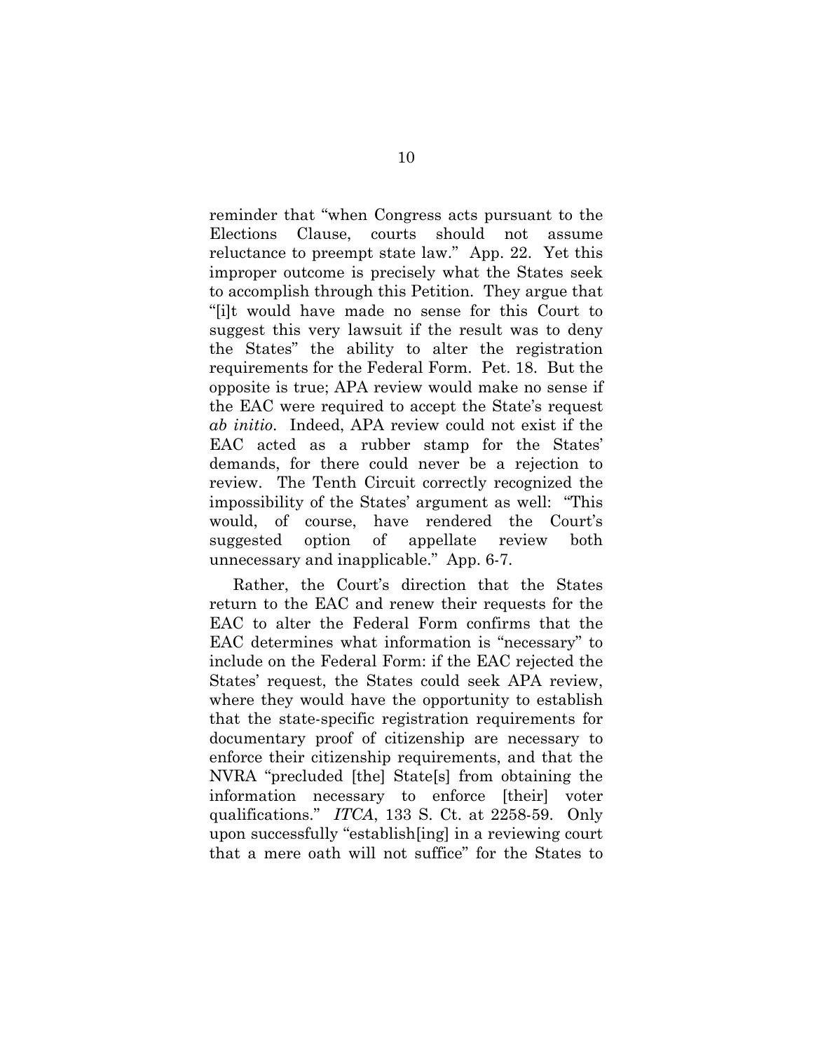reminder that "when Congress acts pursuant to the Elections Clause, courts should not assume reluctance to preempt state law." App. 22. Yet this improper outcome is precisely what the States seek to accomplish through this Petition. They argue that "[i]t would have made no sense for this Court to suggest this very lawsuit if the result was to deny the States" the ability to alter the registration requirements for the Federal Form. Pet. 18. But the opposite is true; APA review would make no sense if the EAC were required to accept the State's request *ab initio*. Indeed, APA review could not exist if the EAC acted as a rubber stamp for the States' demands, for there could never be a rejection to review. The Tenth Circuit correctly recognized the impossibility of the States' argument as well: "This would, of course, have rendered the Court's suggested option of appellate review both unnecessary and inapplicable." App. 6-7.

Rather, the Court's direction that the States return to the EAC and renew their requests for the EAC to alter the Federal Form confirms that the EAC determines what information is "necessary" to include on the Federal Form: if the EAC rejected the States' request, the States could seek APA review, where they would have the opportunity to establish that the state-specific registration requirements for documentary proof of citizenship are necessary to enforce their citizenship requirements, and that the NVRA "precluded [the] State[s] from obtaining the information necessary to enforce [their] voter qualifications." *ITCA*, 133 S. Ct. at 2258-59. Only upon successfully "establish[ing] in a reviewing court that a mere oath will not suffice" for the States to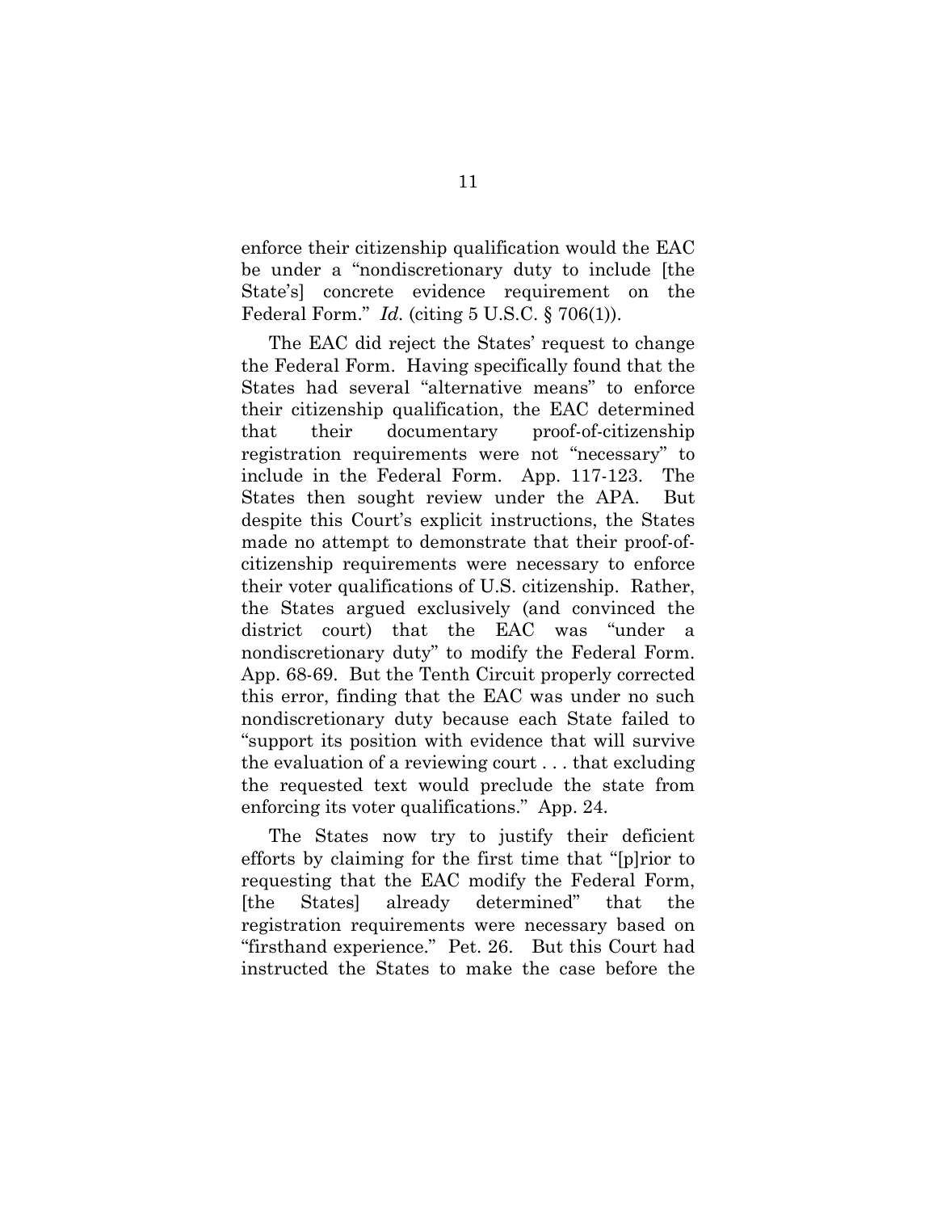enforce their citizenship qualification would the EAC be under a "nondiscretionary duty to include [the State's] concrete evidence requirement on the Federal Form." *Id.* (citing 5 U.S.C. § 706(1)).

The EAC did reject the States' request to change the Federal Form. Having specifically found that the States had several "alternative means" to enforce their citizenship qualification, the EAC determined that their documentary proof-of-citizenship registration requirements were not "necessary" to include in the Federal Form. App. 117-123. The States then sought review under the APA. But despite this Court's explicit instructions, the States made no attempt to demonstrate that their proof-of-citizenship requirements were necessary to enforce their voter qualifications of U.S. citizenship. Rather, the States argued exclusively (and convinced the district court) that the EAC was "under a nondiscretionary duty" to modify the Federal Form. App. 68-69. But the Tenth Circuit properly corrected this error, finding that the EAC was under no such nondiscretionary duty because each State failed to "support its position with evidence that will survive the evaluation of a reviewing court . . . that excluding the requested text would preclude the state from enforcing its voter qualifications." App. 24.

The States now try to justify their deficient efforts by claiming for the first time that "[p]rior to requesting that the EAC modify the Federal Form, [the States] already determined" that the registration requirements were necessary based on "firsthand experience." Pet. 26. But this Court had instructed the States to make the case before the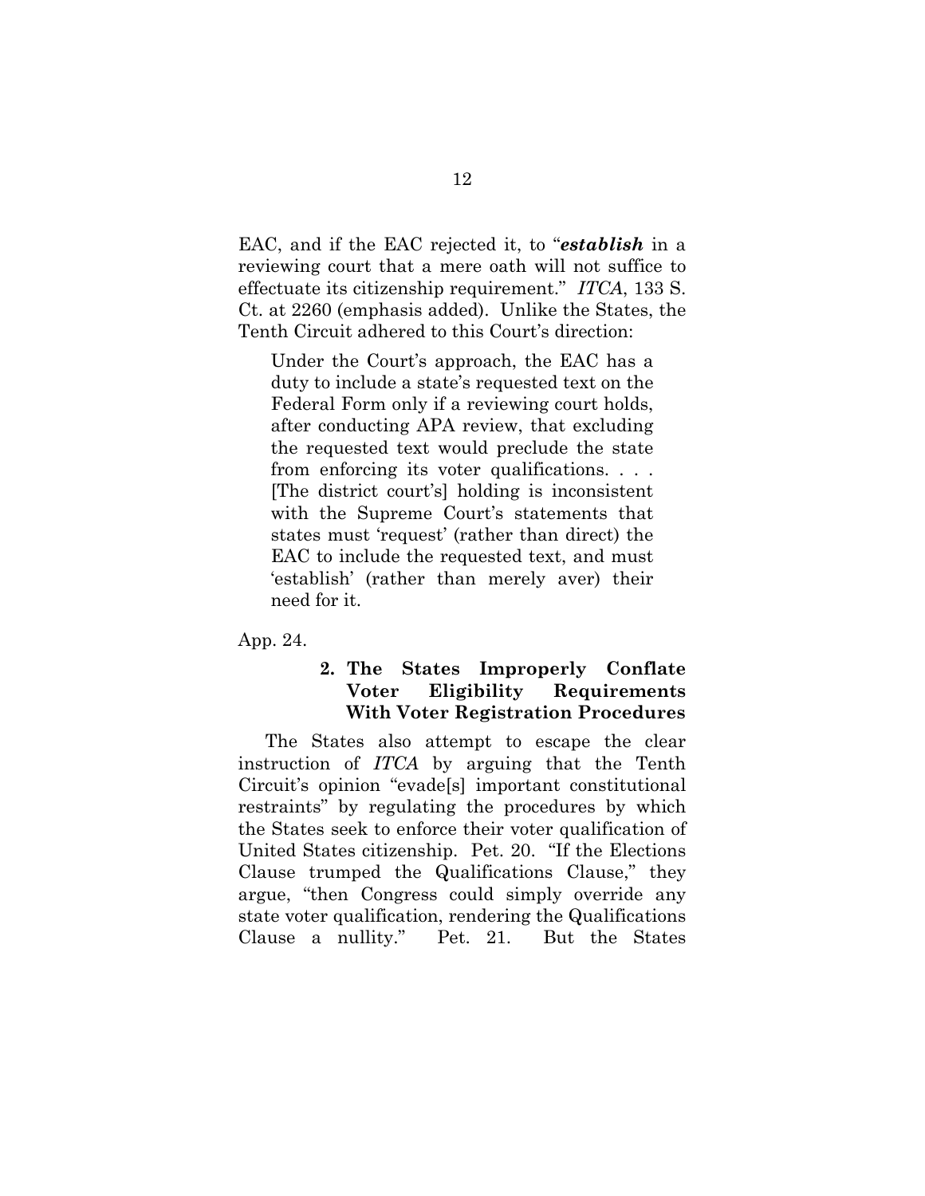EAC, and if the EAC rejected it, to "***establish*** in a reviewing court that a mere oath will not suffice to effectuate its citizenship requirement." *ITCA*, 133 S. Ct. at 2260 (emphasis added). Unlike the States, the Tenth Circuit adhered to this Court's direction:

> Under the Court's approach, the EAC has a duty to include a state's requested text on the Federal Form only if a reviewing court holds, after conducting APA review, that excluding the requested text would preclude the state from enforcing its voter qualifications. . . . [The district court's] holding is inconsistent with the Supreme Court's statements that states must 'request' (rather than direct) the EAC to include the requested text, and must 'establish' (rather than merely aver) their need for it.

App. 24.

#### 2. The States Improperly Conflate Voter Eligibility Requirements With Voter Registration Procedures

The States also attempt to escape the clear instruction of *ITCA* by arguing that the Tenth Circuit's opinion "evade[s] important constitutional restraints" by regulating the procedures by which the States seek to enforce their voter qualification of United States citizenship. Pet. 20. "If the Elections Clause trumped the Qualifications Clause," they argue, "then Congress could simply override any state voter qualification, rendering the Qualifications Clause a nullity." Pet. 21. But the States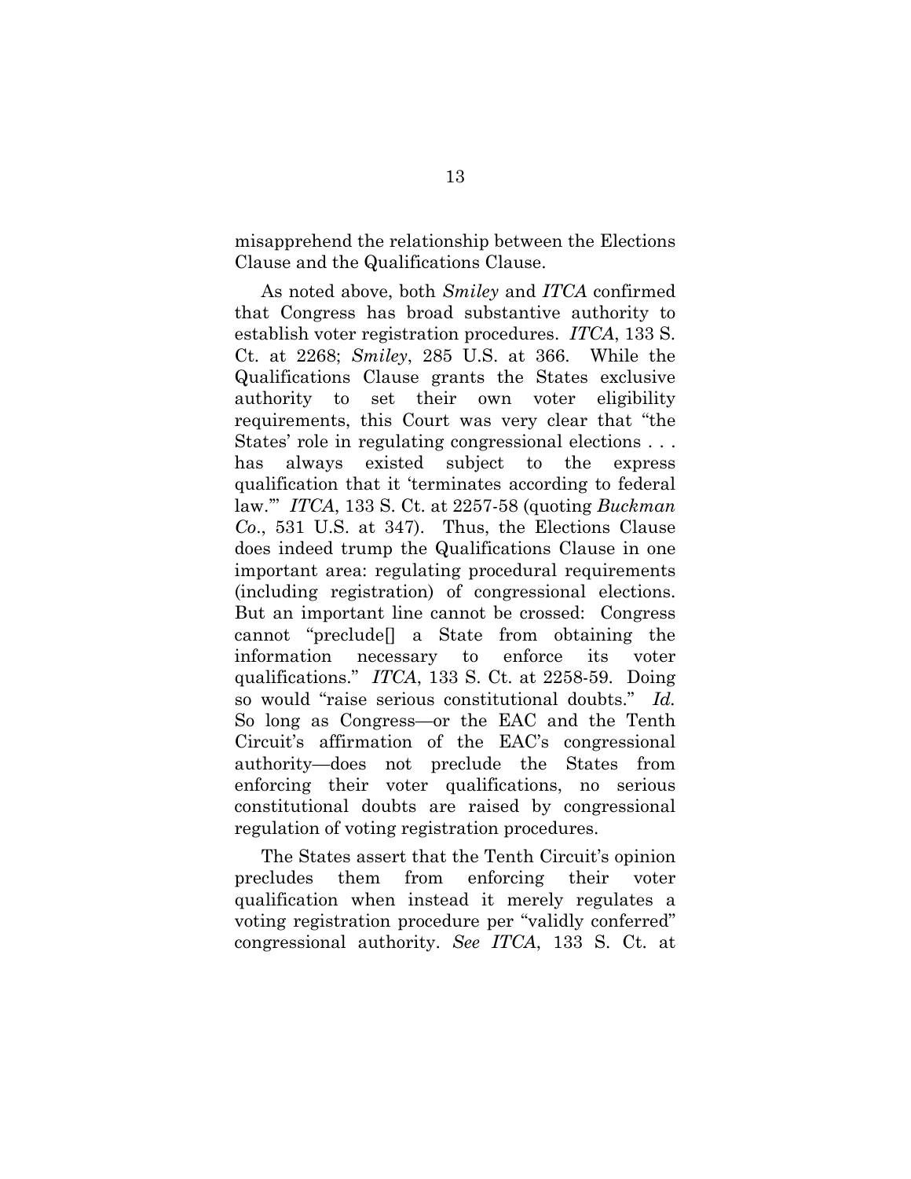misapprehend the relationship between the Elections Clause and the Qualifications Clause.

As noted above, both *Smiley* and *ITCA* confirmed that Congress has broad substantive authority to establish voter registration procedures. *ITCA*, 133 S. Ct. at 2268; *Smiley*, 285 U.S. at 366. While the Qualifications Clause grants the States exclusive authority to set their own voter eligibility requirements, this Court was very clear that "the States' role in regulating congressional elections . . . has always existed subject to the express qualification that it 'terminates according to federal law.'" *ITCA*, 133 S. Ct. at 2257-58 (quoting *Buckman Co*., 531 U.S. at 347). Thus, the Elections Clause does indeed trump the Qualifications Clause in one important area: regulating procedural requirements (including registration) of congressional elections. But an important line cannot be crossed: Congress cannot "preclude[] a State from obtaining the information necessary to enforce its voter qualifications." *ITCA*, 133 S. Ct. at 2258-59. Doing so would "raise serious constitutional doubts." *Id.* So long as Congress—or the EAC and the Tenth Circuit's affirmation of the EAC's congressional authority—does not preclude the States from enforcing their voter qualifications, no serious constitutional doubts are raised by congressional regulation of voting registration procedures.

The States assert that the Tenth Circuit's opinion precludes them from enforcing their voter qualification when instead it merely regulates a voting registration procedure per "validly conferred" congressional authority. *See ITCA*, 133 S. Ct. at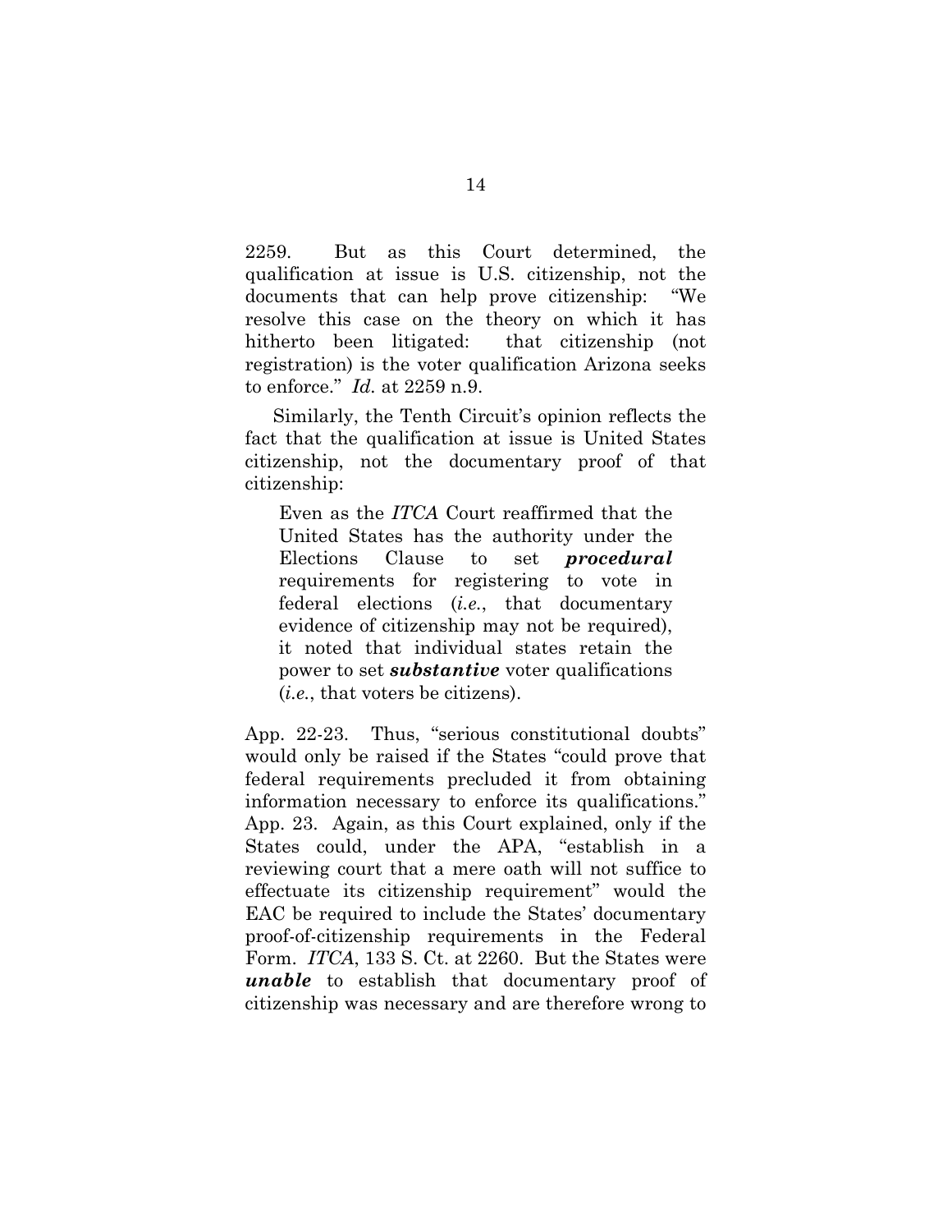2259. But as this Court determined, the qualification at issue is U.S. citizenship, not the documents that can help prove citizenship: "We resolve this case on the theory on which it has hitherto been litigated: that citizenship (not registration) is the voter qualification Arizona seeks to enforce." *Id.* at 2259 n.9.

Similarly, the Tenth Circuit's opinion reflects the fact that the qualification at issue is United States citizenship, not the documentary proof of that citizenship:

> Even as the *ITCA* Court reaffirmed that the United States has the authority under the Elections Clause to set ***procedural*** requirements for registering to vote in federal elections (*i.e.*, that documentary evidence of citizenship may not be required), it noted that individual states retain the power to set ***substantive*** voter qualifications (*i.e.*, that voters be citizens).

App. 22-23. Thus, "serious constitutional doubts" would only be raised if the States "could prove that federal requirements precluded it from obtaining information necessary to enforce its qualifications." App. 23. Again, as this Court explained, only if the States could, under the APA, "establish in a reviewing court that a mere oath will not suffice to effectuate its citizenship requirement" would the EAC be required to include the States' documentary proof-of-citizenship requirements in the Federal Form. *ITCA*, 133 S. Ct. at 2260. But the States were ***unable*** to establish that documentary proof of citizenship was necessary and are therefore wrong to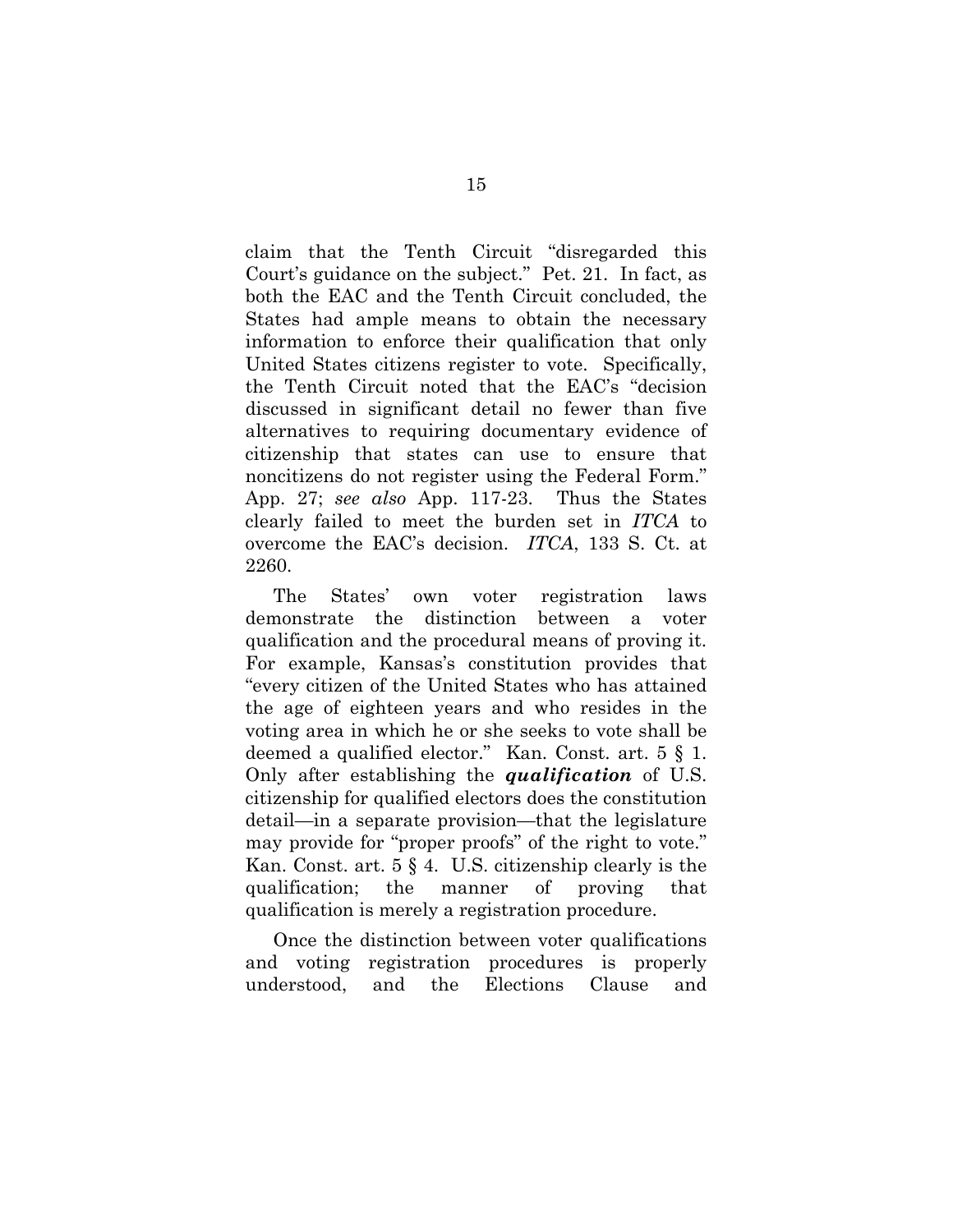claim that the Tenth Circuit "disregarded this Court's guidance on the subject." Pet. 21. In fact, as both the EAC and the Tenth Circuit concluded, the States had ample means to obtain the necessary information to enforce their qualification that only United States citizens register to vote. Specifically, the Tenth Circuit noted that the EAC's "decision discussed in significant detail no fewer than five alternatives to requiring documentary evidence of citizenship that states can use to ensure that noncitizens do not register using the Federal Form." App. 27; *see also* App. 117-23. Thus the States clearly failed to meet the burden set in *ITCA* to overcome the EAC's decision. *ITCA*, 133 S. Ct. at 2260.

The States' own voter registration laws demonstrate the distinction between a voter qualification and the procedural means of proving it. For example, Kansas's constitution provides that "every citizen of the United States who has attained the age of eighteen years and who resides in the voting area in which he or she seeks to vote shall be deemed a qualified elector." Kan. Const. art. 5 § 1. Only after establishing the ***qualification*** of U.S. citizenship for qualified electors does the constitution detail—in a separate provision—that the legislature may provide for "proper proofs" of the right to vote." Kan. Const. art. 5 § 4. U.S. citizenship clearly is the qualification; the manner of proving that qualification is merely a registration procedure.

Once the distinction between voter qualifications and voting registration procedures is properly understood, and the Elections Clause and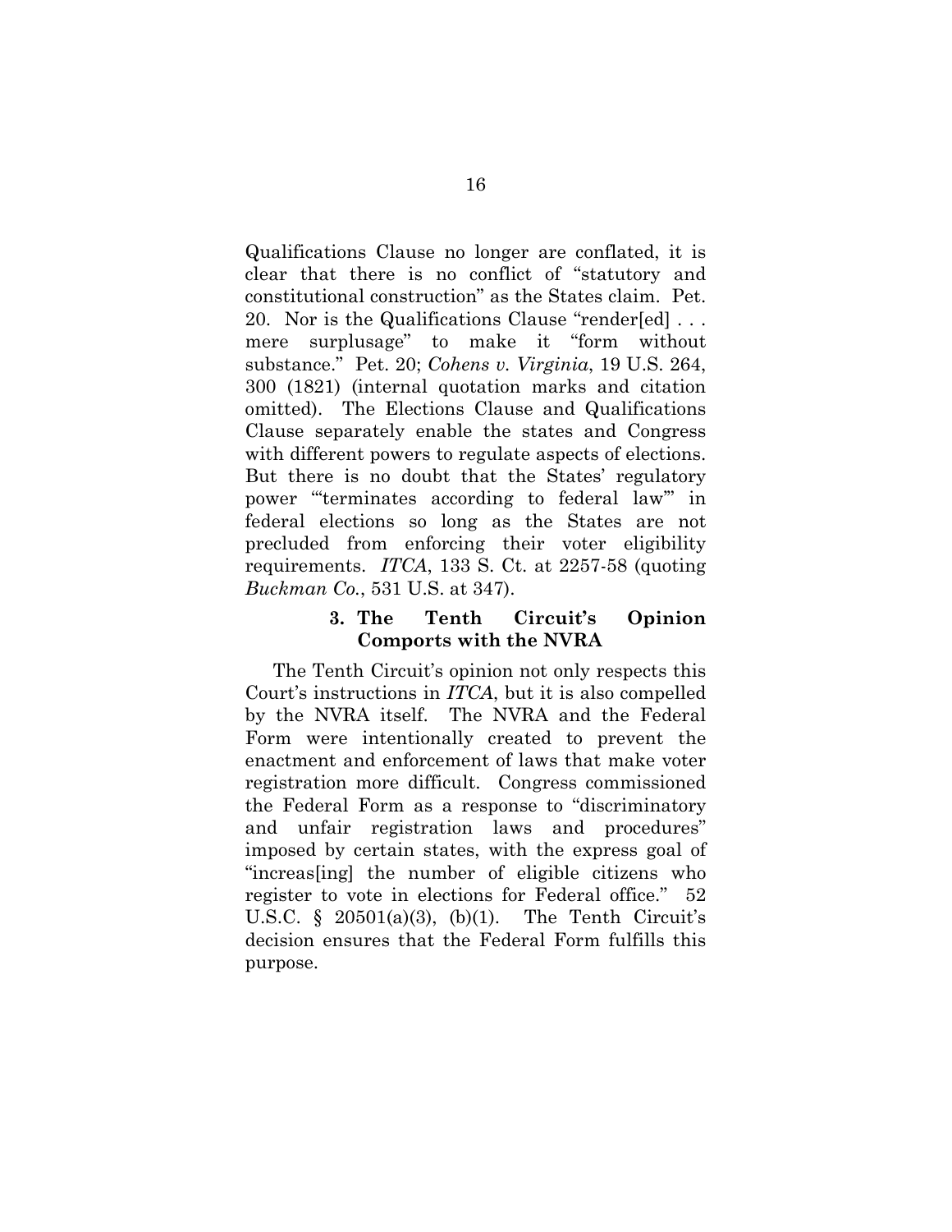Qualifications Clause no longer are conflated, it is clear that there is no conflict of "statutory and constitutional construction" as the States claim. Pet. 20. Nor is the Qualifications Clause "render[ed] . . . mere surplusage" to make it "form without substance." Pet. 20; *Cohens v. Virginia*, 19 U.S. 264, 300 (1821) (internal quotation marks and citation omitted). The Elections Clause and Qualifications Clause separately enable the states and Congress with different powers to regulate aspects of elections. But there is no doubt that the States' regulatory power "'terminates according to federal law'" in federal elections so long as the States are not precluded from enforcing their voter eligibility requirements. *ITCA*, 133 S. Ct. at 2257-58 (quoting *Buckman Co.*, 531 U.S. at 347).

#### 3. The Tenth Circuit's Opinion Comports with the NVRA

The Tenth Circuit's opinion not only respects this Court's instructions in *ITCA*, but it is also compelled by the NVRA itself. The NVRA and the Federal Form were intentionally created to prevent the enactment and enforcement of laws that make voter registration more difficult. Congress commissioned the Federal Form as a response to "discriminatory and unfair registration laws and procedures" imposed by certain states, with the express goal of "increas[ing] the number of eligible citizens who register to vote in elections for Federal office." 52 U.S.C. § 20501(a)(3), (b)(1). The Tenth Circuit's decision ensures that the Federal Form fulfills this purpose.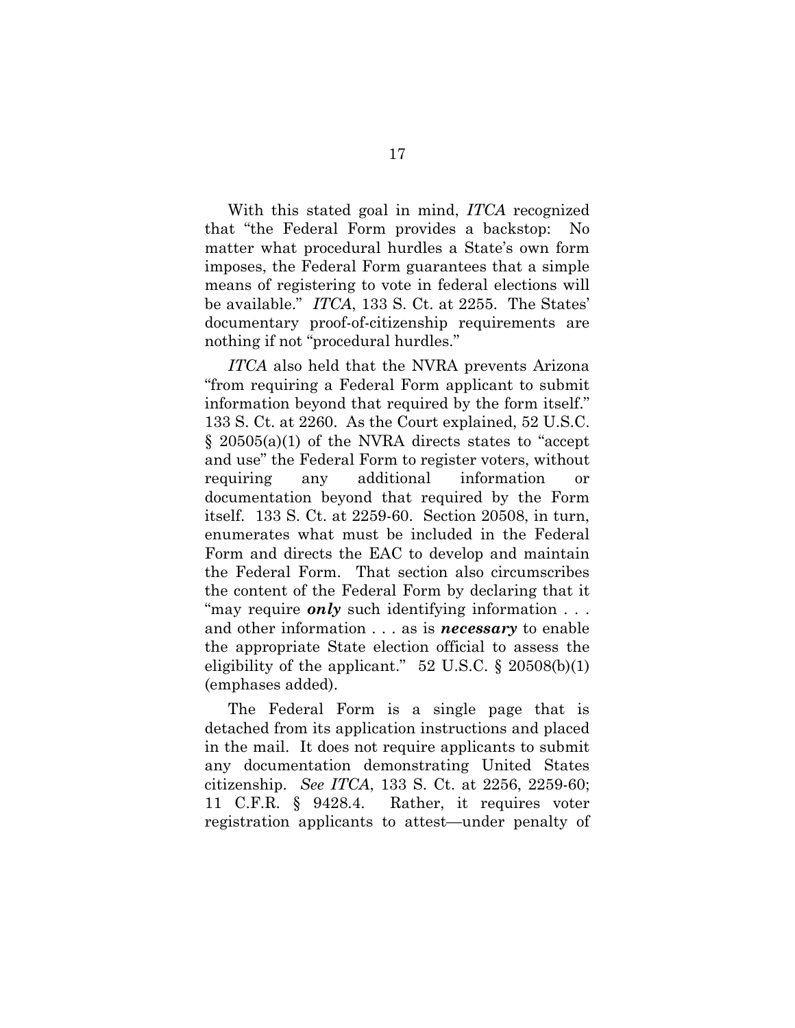With this stated goal in mind, *ITCA* recognized that "the Federal Form provides a backstop: No matter what procedural hurdles a State's own form imposes, the Federal Form guarantees that a simple means of registering to vote in federal elections will be available." *ITCA*, 133 S. Ct. at 2255. The States' documentary proof-of-citizenship requirements are nothing if not "procedural hurdles."

*ITCA* also held that the NVRA prevents Arizona "from requiring a Federal Form applicant to submit information beyond that required by the form itself." 133 S. Ct. at 2260. As the Court explained, 52 U.S.C. § 20505(a)(1) of the NVRA directs states to "accept and use" the Federal Form to register voters, without requiring any additional information or documentation beyond that required by the Form itself. 133 S. Ct. at 2259-60. Section 20508, in turn, enumerates what must be included in the Federal Form and directs the EAC to develop and maintain the Federal Form. That section also circumscribes the content of the Federal Form by declaring that it "may require ***only*** such identifying information . . . and other information . . . as is ***necessary*** to enable the appropriate State election official to assess the eligibility of the applicant." 52 U.S.C. § 20508(b)(1) (emphases added).

The Federal Form is a single page that is detached from its application instructions and placed in the mail. It does not require applicants to submit any documentation demonstrating United States citizenship. *See ITCA*, 133 S. Ct. at 2256, 2259-60; 11 C.F.R. § 9428.4. Rather, it requires voter registration applicants to attest—under penalty of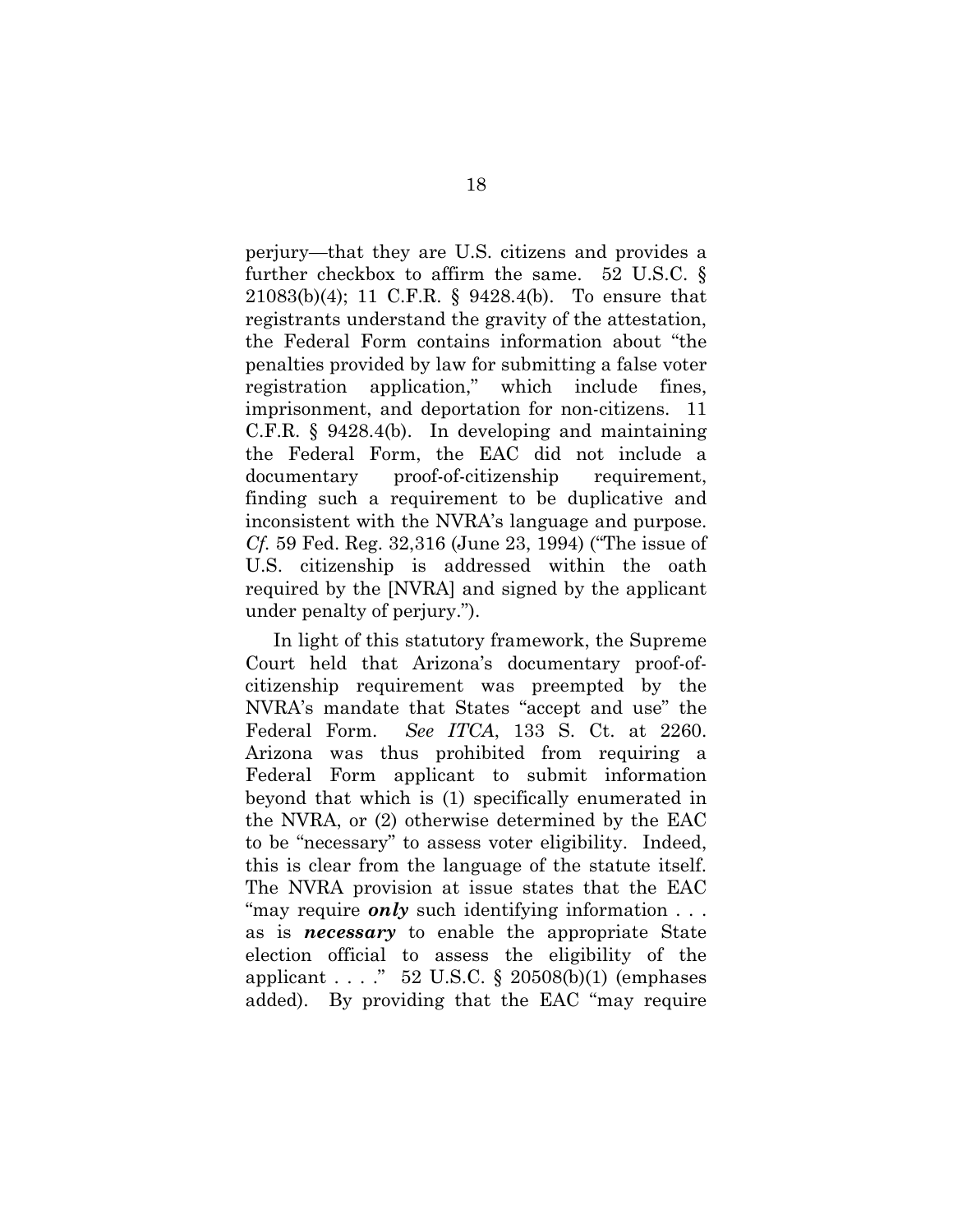perjury—that they are U.S. citizens and provides a further checkbox to affirm the same. 52 U.S.C. § 21083(b)(4); 11 C.F.R. § 9428.4(b). To ensure that registrants understand the gravity of the attestation, the Federal Form contains information about "the penalties provided by law for submitting a false voter registration application," which include fines, imprisonment, and deportation for non-citizens. 11 C.F.R. § 9428.4(b). In developing and maintaining the Federal Form, the EAC did not include a documentary proof-of-citizenship requirement, finding such a requirement to be duplicative and inconsistent with the NVRA's language and purpose. *Cf.* 59 Fed. Reg. 32,316 (June 23, 1994) ("The issue of U.S. citizenship is addressed within the oath required by the [NVRA] and signed by the applicant under penalty of perjury.").

In light of this statutory framework, the Supreme Court held that Arizona's documentary proof-of-citizenship requirement was preempted by the NVRA's mandate that States "accept and use" the Federal Form. *See ITCA*, 133 S. Ct. at 2260. Arizona was thus prohibited from requiring a Federal Form applicant to submit information beyond that which is (1) specifically enumerated in the NVRA, or (2) otherwise determined by the EAC to be "necessary" to assess voter eligibility. Indeed, this is clear from the language of the statute itself. The NVRA provision at issue states that the EAC "may require ***only*** such identifying information . . . as is ***necessary*** to enable the appropriate State election official to assess the eligibility of the applicant . . . ." 52 U.S.C. § 20508(b)(1) (emphases added). By providing that the EAC "may require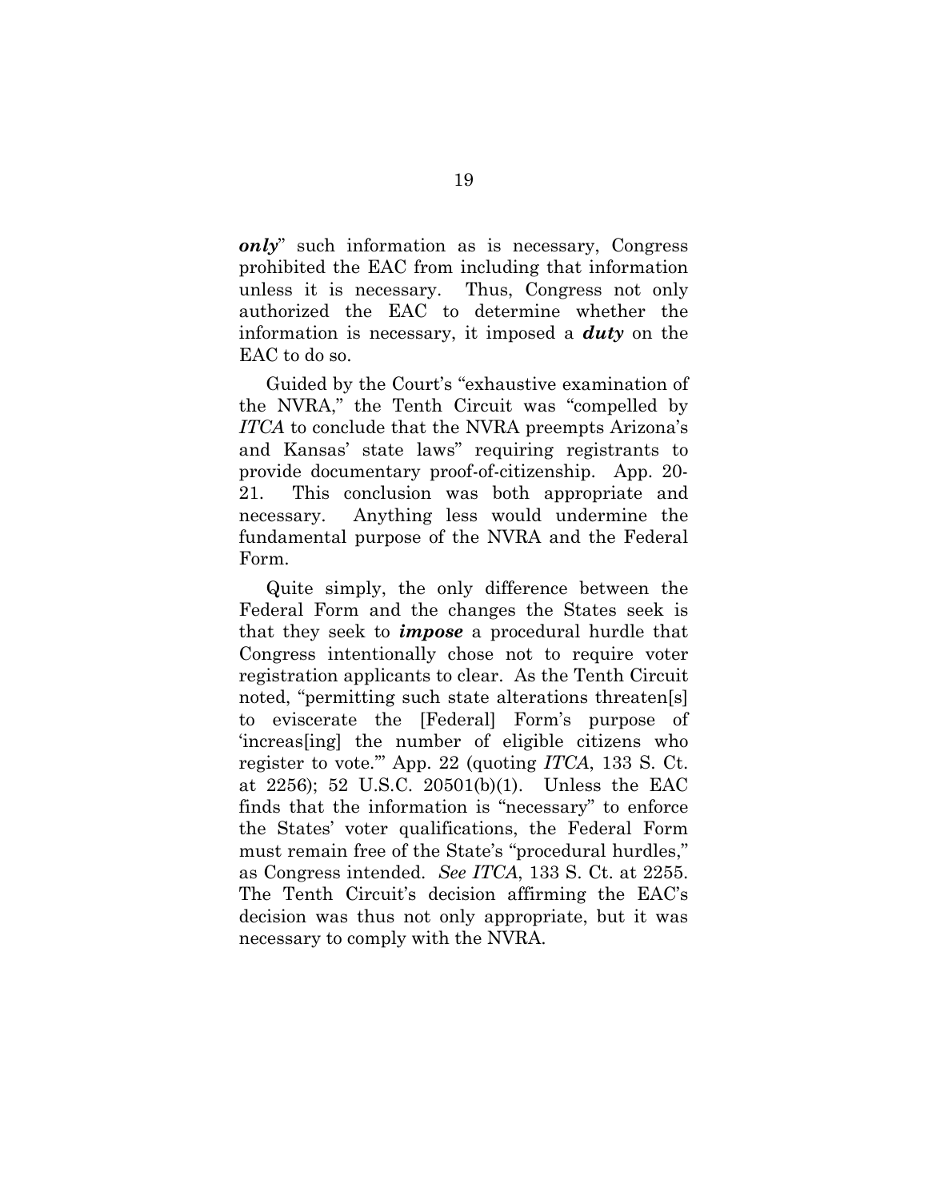***only***" such information as is necessary, Congress prohibited the EAC from including that information unless it is necessary. Thus, Congress not only authorized the EAC to determine whether the information is necessary, it imposed a ***duty*** on the EAC to do so.

Guided by the Court's "exhaustive examination of the NVRA," the Tenth Circuit was "compelled by *ITCA* to conclude that the NVRA preempts Arizona's and Kansas' state laws" requiring registrants to provide documentary proof-of-citizenship. App. 20-21. This conclusion was both appropriate and necessary. Anything less would undermine the fundamental purpose of the NVRA and the Federal Form.

Quite simply, the only difference between the Federal Form and the changes the States seek is that they seek to ***impose*** a procedural hurdle that Congress intentionally chose not to require voter registration applicants to clear. As the Tenth Circuit noted, "permitting such state alterations threaten[s] to eviscerate the [Federal] Form's purpose of 'increas[ing] the number of eligible citizens who register to vote.'" App. 22 (quoting *ITCA*, 133 S. Ct. at 2256); 52 U.S.C. 20501(b)(1). Unless the EAC finds that the information is "necessary" to enforce the States' voter qualifications, the Federal Form must remain free of the State's "procedural hurdles," as Congress intended. *See ITCA*, 133 S. Ct. at 2255. The Tenth Circuit's decision affirming the EAC's decision was thus not only appropriate, but it was necessary to comply with the NVRA.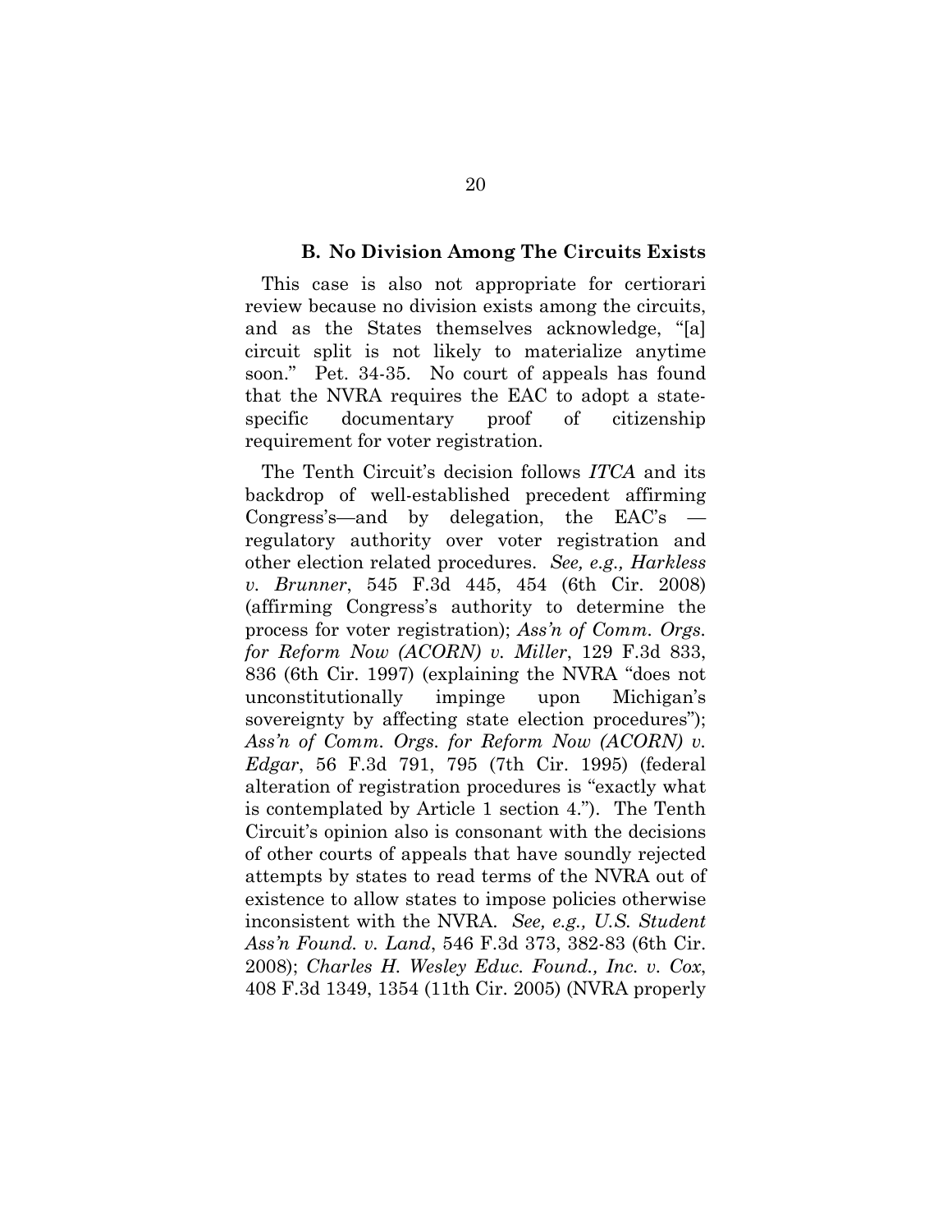### B. No Division Among The Circuits Exists

This case is also not appropriate for certiorari review because no division exists among the circuits, and as the States themselves acknowledge, "[a] circuit split is not likely to materialize anytime soon." Pet. 34-35. No court of appeals has found that the NVRA requires the EAC to adopt a state-specific documentary proof of citizenship requirement for voter registration.

The Tenth Circuit's decision follows *ITCA* and its backdrop of well-established precedent affirming Congress's—and by delegation, the EAC's — regulatory authority over voter registration and other election related procedures. *See, e.g., Harkless v. Brunner*, 545 F.3d 445, 454 (6th Cir. 2008) (affirming Congress's authority to determine the process for voter registration); *Ass'n of Comm. Orgs. for Reform Now (ACORN) v. Miller*, 129 F.3d 833, 836 (6th Cir. 1997) (explaining the NVRA "does not unconstitutionally impinge upon Michigan's sovereignty by affecting state election procedures"); *Ass'n of Comm. Orgs. for Reform Now (ACORN) v. Edgar*, 56 F.3d 791, 795 (7th Cir. 1995) (federal alteration of registration procedures is "exactly what is contemplated by Article 1 section 4."). The Tenth Circuit's opinion also is consonant with the decisions of other courts of appeals that have soundly rejected attempts by states to read terms of the NVRA out of existence to allow states to impose policies otherwise inconsistent with the NVRA. *See, e.g., U.S. Student Ass'n Found. v. Land*, 546 F.3d 373, 382-83 (6th Cir. 2008); *Charles H. Wesley Educ. Found., Inc. v. Cox*, 408 F.3d 1349, 1354 (11th Cir. 2005) (NVRA properly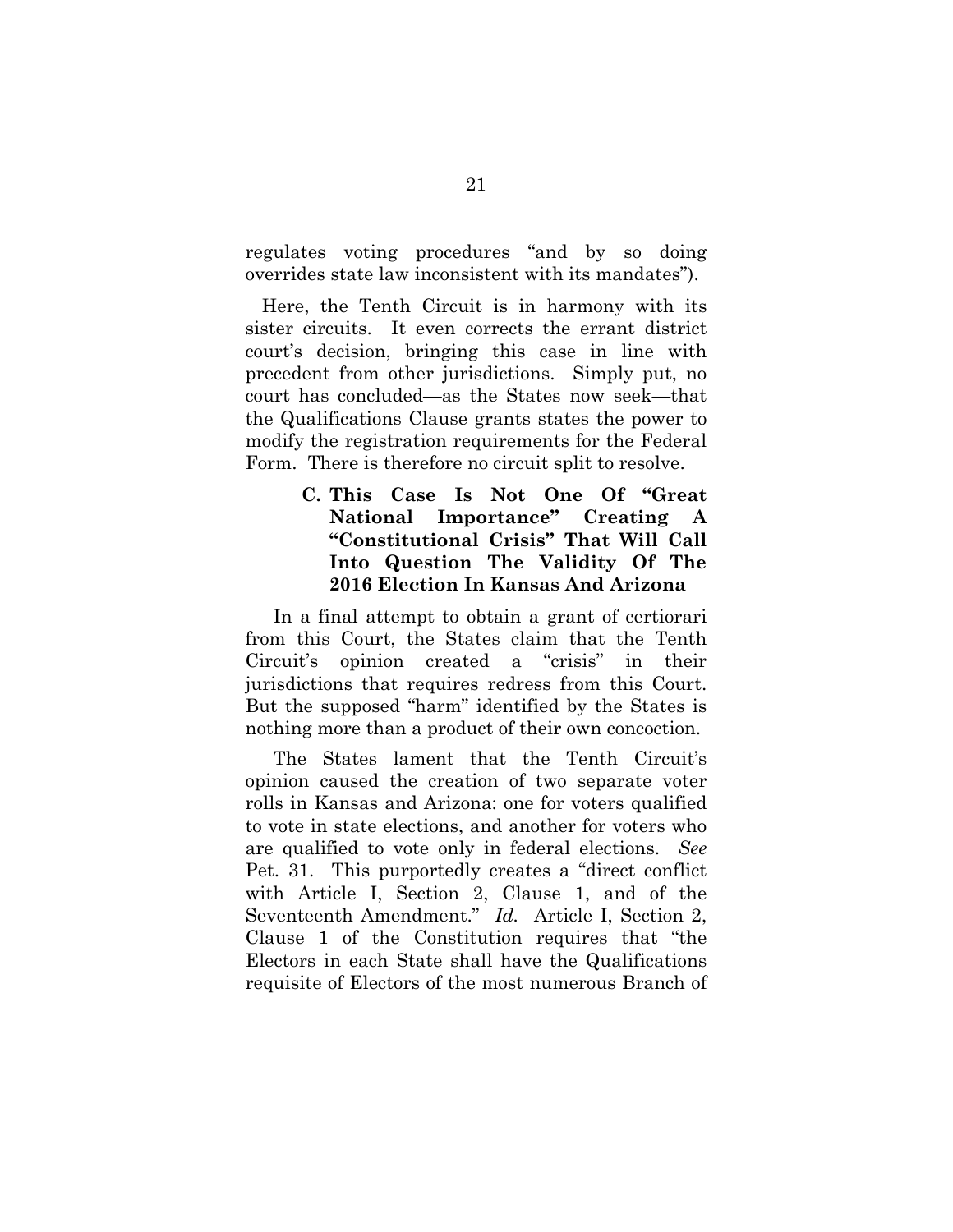regulates voting procedures "and by so doing overrides state law inconsistent with its mandates").

Here, the Tenth Circuit is in harmony with its sister circuits. It even corrects the errant district court's decision, bringing this case in line with precedent from other jurisdictions. Simply put, no court has concluded—as the States now seek—that the Qualifications Clause grants states the power to modify the registration requirements for the Federal Form. There is therefore no circuit split to resolve.

### C. This Case Is Not One Of "Great National Importance" Creating A "Constitutional Crisis" That Will Call Into Question The Validity Of The 2016 Election In Kansas And Arizona

In a final attempt to obtain a grant of certiorari from this Court, the States claim that the Tenth Circuit's opinion created a "crisis" in their jurisdictions that requires redress from this Court. But the supposed "harm" identified by the States is nothing more than a product of their own concoction.

The States lament that the Tenth Circuit's opinion caused the creation of two separate voter rolls in Kansas and Arizona: one for voters qualified to vote in state elections, and another for voters who are qualified to vote only in federal elections. *See* Pet. 31. This purportedly creates a "direct conflict with Article I, Section 2, Clause 1, and of the Seventeenth Amendment." *Id.* Article I, Section 2, Clause 1 of the Constitution requires that "the Electors in each State shall have the Qualifications requisite of Electors of the most numerous Branch of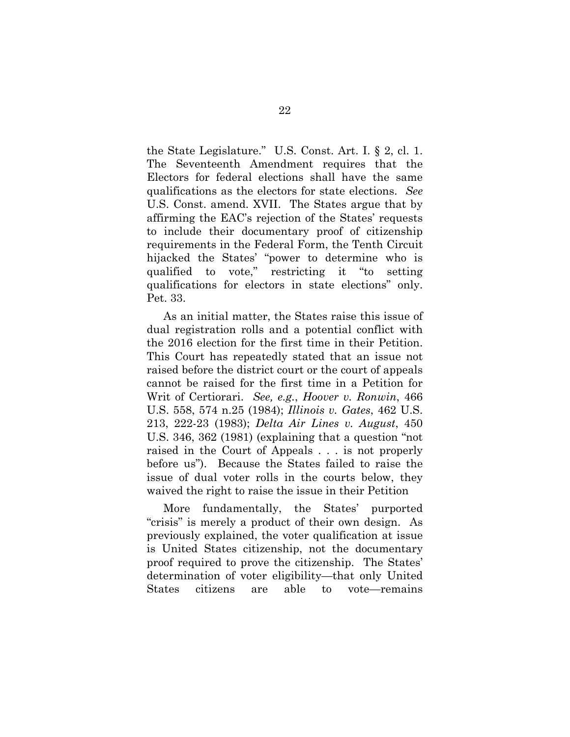the State Legislature." U.S. Const. Art. I. § 2, cl. 1. The Seventeenth Amendment requires that the Electors for federal elections shall have the same qualifications as the electors for state elections. *See* U.S. Const. amend. XVII. The States argue that by affirming the EAC's rejection of the States' requests to include their documentary proof of citizenship requirements in the Federal Form, the Tenth Circuit hijacked the States' "power to determine who is qualified to vote," restricting it "to setting qualifications for electors in state elections" only. Pet. 33.

As an initial matter, the States raise this issue of dual registration rolls and a potential conflict with the 2016 election for the first time in their Petition. This Court has repeatedly stated that an issue not raised before the district court or the court of appeals cannot be raised for the first time in a Petition for Writ of Certiorari. *See, e.g.*, *Hoover v. Ronwin*, 466 U.S. 558, 574 n.25 (1984); *Illinois v. Gates*, 462 U.S. 213, 222-23 (1983); *Delta Air Lines v. August*, 450 U.S. 346, 362 (1981) (explaining that a question "not raised in the Court of Appeals . . . is not properly before us"). Because the States failed to raise the issue of dual voter rolls in the courts below, they waived the right to raise the issue in their Petition

More fundamentally, the States' purported "crisis" is merely a product of their own design. As previously explained, the voter qualification at issue is United States citizenship, not the documentary proof required to prove the citizenship. The States' determination of voter eligibility—that only United States citizens are able to vote—remains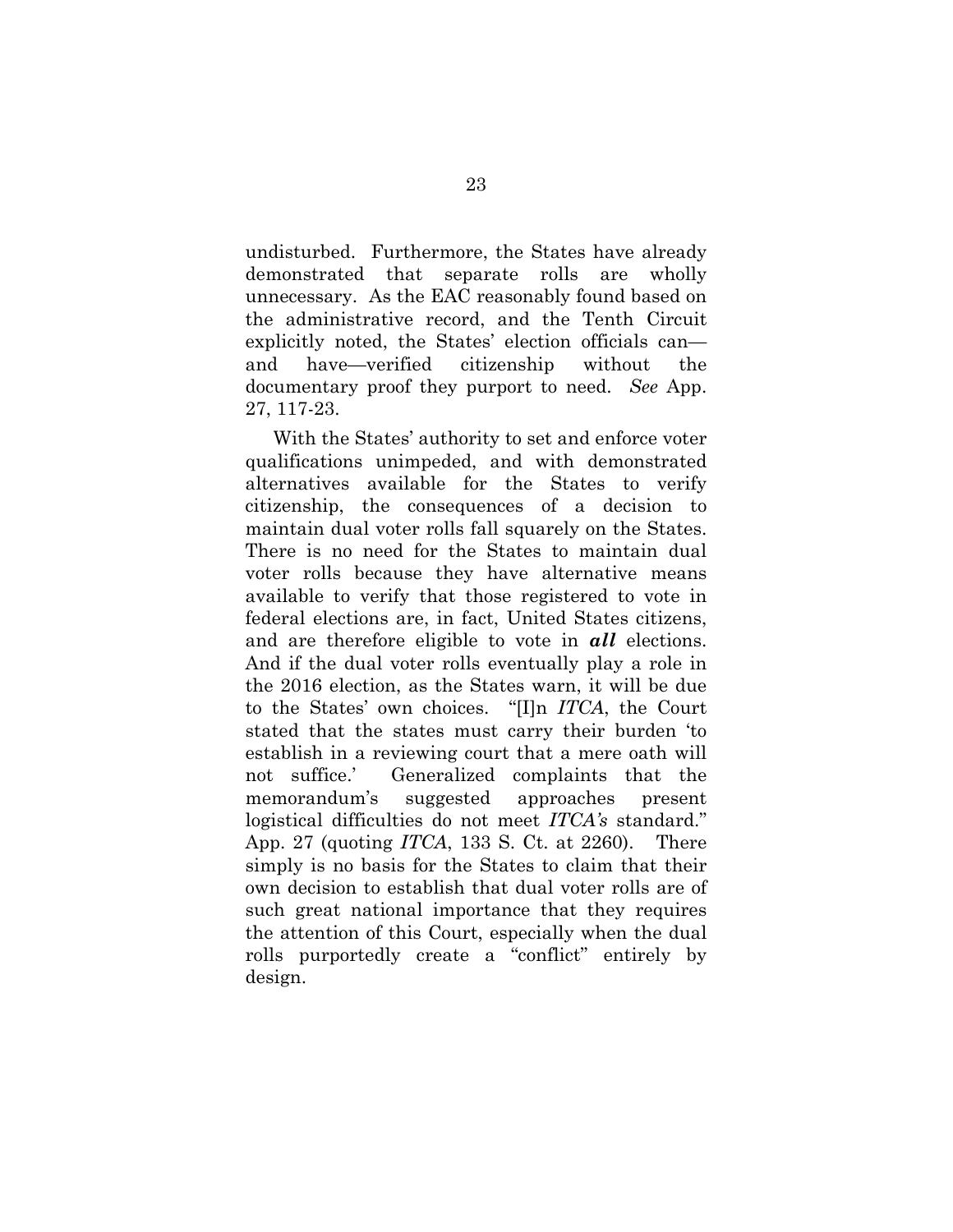undisturbed. Furthermore, the States have already demonstrated that separate rolls are wholly unnecessary. As the EAC reasonably found based on the administrative record, and the Tenth Circuit explicitly noted, the States' election officials can—and have—verified citizenship without the documentary proof they purport to need. *See* App. 27, 117-23.

With the States' authority to set and enforce voter qualifications unimpeded, and with demonstrated alternatives available for the States to verify citizenship, the consequences of a decision to maintain dual voter rolls fall squarely on the States. There is no need for the States to maintain dual voter rolls because they have alternative means available to verify that those registered to vote in federal elections are, in fact, United States citizens, and are therefore eligible to vote in ***all*** elections. And if the dual voter rolls eventually play a role in the 2016 election, as the States warn, it will be due to the States' own choices. "[I]n *ITCA*, the Court stated that the states must carry their burden 'to establish in a reviewing court that a mere oath will not suffice.' Generalized complaints that the memorandum's suggested approaches present logistical difficulties do not meet *ITCA's* standard." App. 27 (quoting *ITCA*, 133 S. Ct. at 2260). There simply is no basis for the States to claim that their own decision to establish that dual voter rolls are of such great national importance that they requires the attention of this Court, especially when the dual rolls purportedly create a "conflict" entirely by design.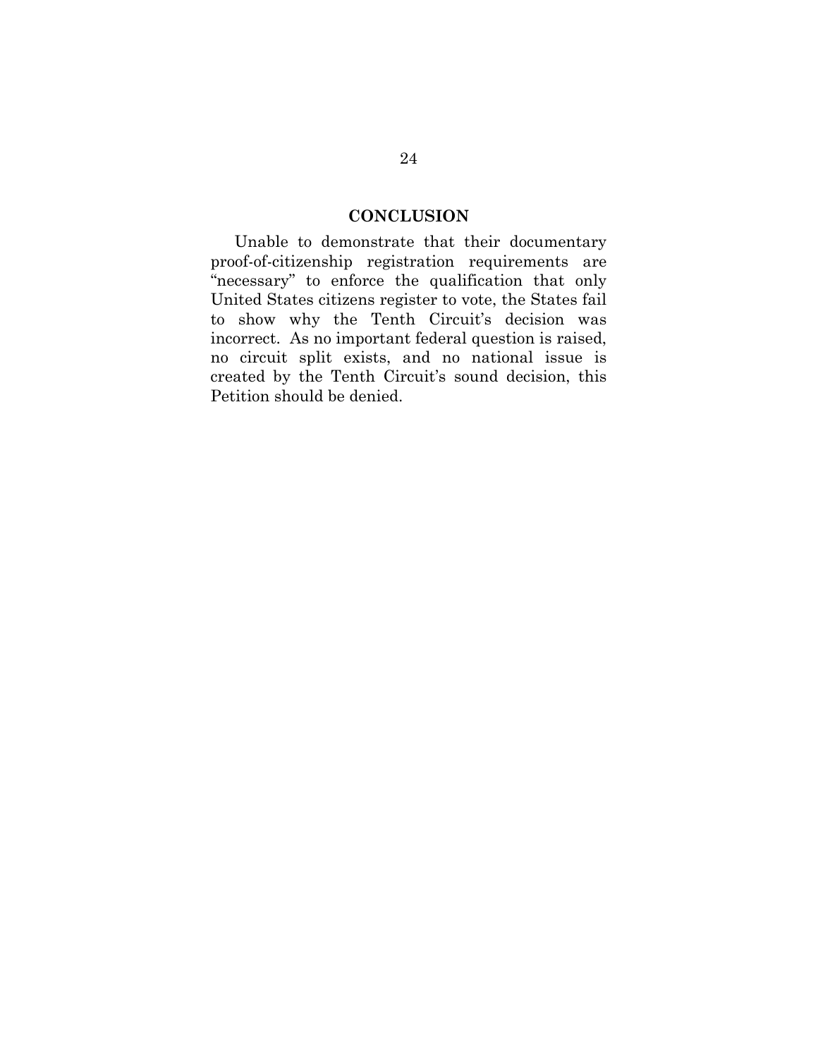## CONCLUSION

Unable to demonstrate that their documentary proof-of-citizenship registration requirements are "necessary" to enforce the qualification that only United States citizens register to vote, the States fail to show why the Tenth Circuit's decision was incorrect. As no important federal question is raised, no circuit split exists, and no national issue is created by the Tenth Circuit's sound decision, this Petition should be denied.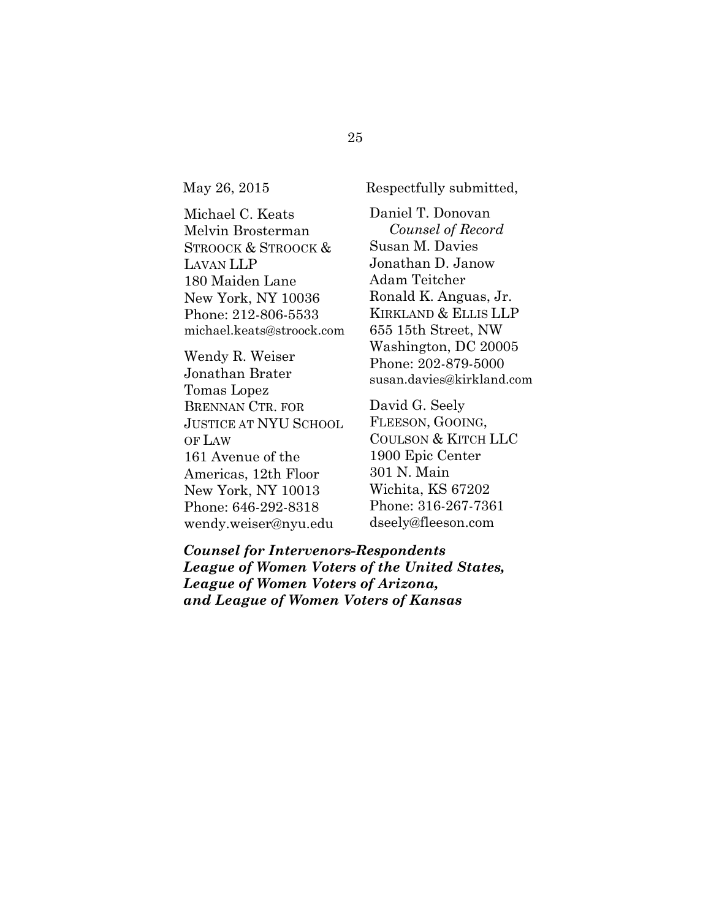May 26, 2015

Respectfully submitted,

Daniel T. Donovan
*Counsel of Record*
Susan M. Davies
Jonathan D. Janow
Adam Teitcher
Ronald K. Anguas, Jr.
KIRKLAND & ELLIS LLP
655 15th Street, NW
Washington, DC 20005
Phone: 202-879-5000
susan.davies@kirkland.com

David G. Seely
FLEESON, GOOING,
COULSON & KITCH LLC
1900 Epic Center
301 N. Main
Wichita, KS 67202
Phone: 316-267-7361
dseely@fleeson.com

Michael C. Keats
Melvin Brosterman
STROOCK & STROOCK &
LAVAN LLP
180 Maiden Lane
New York, NY 10036
Phone: 212-806-5533
michael.keats@stroock.com

Wendy R. Weiser
Jonathan Brater
Tomas Lopez
BRENNAN CTR. FOR
JUSTICE AT NYU SCHOOL
OF LAW
161 Avenue of the
Americas, 12th Floor
New York, NY 10013
Phone: 646-292-8318
wendy.weiser@nyu.edu

***Counsel for Intervenors-Respondents League of Women Voters of the United States, League of Women Voters of Arizona, and League of Women Voters of Kansas***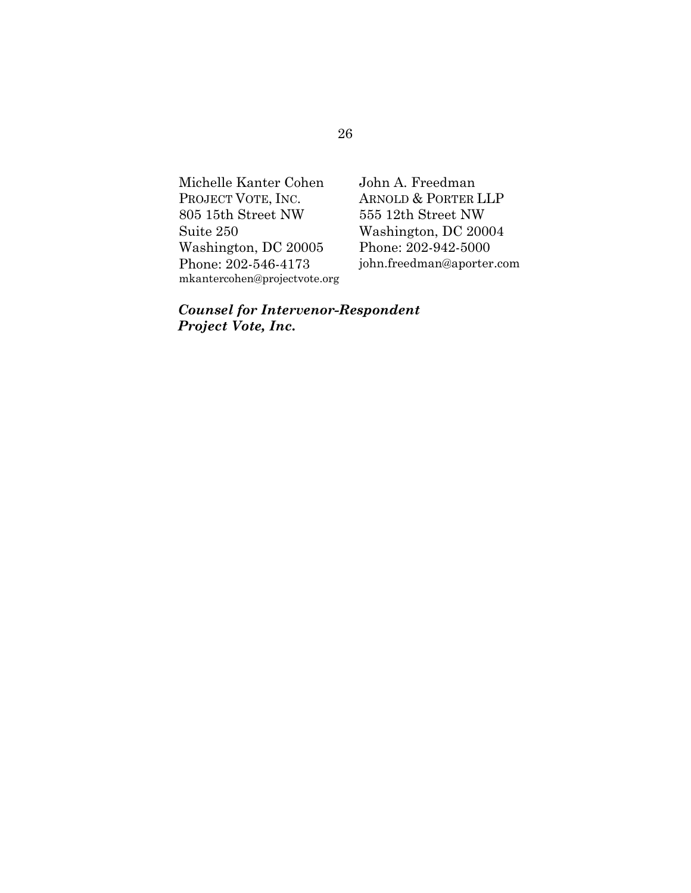Michelle Kanter Cohen
PROJECT VOTE, INC.
805 15th Street NW
Suite 250
Washington, DC 20005
Phone: 202-546-4173
mkantercohen@projectvote.org

John A. Freedman
ARNOLD & PORTER LLP
555 12th Street NW
Washington, DC 20004
Phone: 202-942-5000
john.freedman@aporter.com

***Counsel for Intervenor-Respondent Project Vote, Inc.***